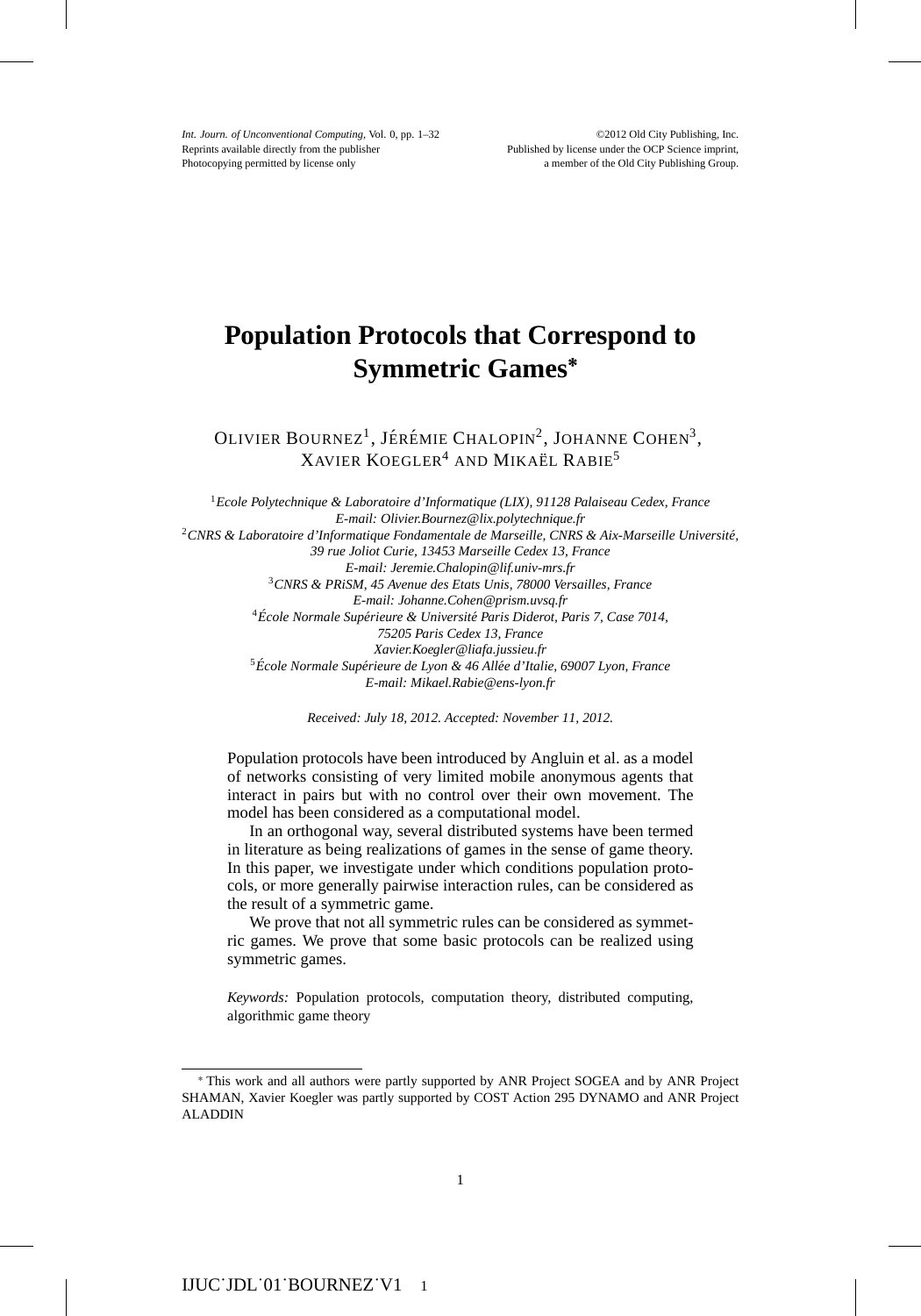# Population Protocols that Correspond to Symmetric Games*

Olivier Bournez[1], Jérémie Chalopin[2], Johanne Cohen[3], Xavier Koegler[4] and Mikaël Rabie[5]

[1]*Ecole Polytechnique & Laboratoire d'Informatique (LIX), 91128 Palaiseau Cedex, France*
*E-mail: Olivier.Bournez@lix.polytechnique.fr*
[2]*CNRS & Laboratoire d'Informatique Fondamentale de Marseille, CNRS & Aix-Marseille Université, 39 rue Joliot Curie, 13453 Marseille Cedex 13, France*
*E-mail: Jeremie.Chalopin@lif.univ-mrs.fr*
[3]*CNRS & PRiSM, 45 Avenue des Etats Unis, 78000 Versailles, France*
*E-mail: Johanne.Cohen@prism.uvsq.fr*
[4]*École Normale Supérieure & Université Paris Diderot, Paris 7, Case 7014, 75205 Paris Cedex 13, France*
*Xavier.Koegler@liafa.jussieu.fr*
[5]*École Normale Supérieure de Lyon & 46 Allée d'Italie, 69007 Lyon, France*
*E-mail: Mikael.Rabie@ens-lyon.fr*

*Received: July 18, 2012. Accepted: November 11, 2012.*

Population protocols have been introduced by Angluin et al. as a model of networks consisting of very limited mobile anonymous agents that interact in pairs but with no control over their own movement. The model has been considered as a computational model.

In an orthogonal way, several distributed systems have been termed in literature as being realizations of games in the sense of game theory. In this paper, we investigate under which conditions population protocols, or more generally pairwise interaction rules, can be considered as the result of a symmetric game.

We prove that not all symmetric rules can be considered as symmetric games. We prove that some basic protocols can be realized using symmetric games.

*Keywords:* Population protocols, computation theory, distributed computing, algorithmic game theory

---

* This work and all authors were partly supported by ANR Project SOGEA and by ANR Project SHAMAN, Xavier Koegler was partly supported by COST Action 295 DYNAMO and ANR Project ALADDIN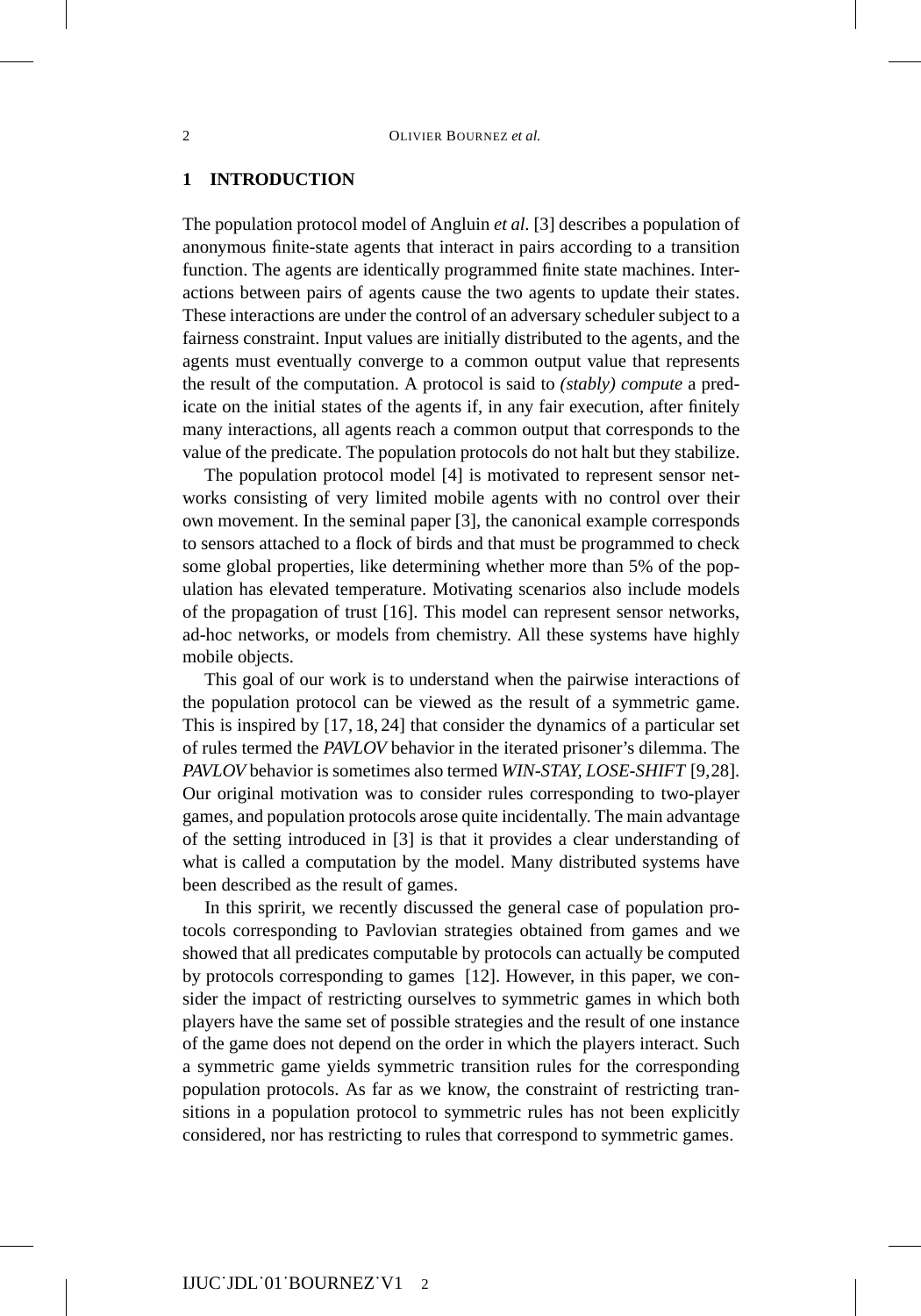## 1 INTRODUCTION

The population protocol model of Angluin *et al*. [3] describes a population of anonymous finite-state agents that interact in pairs according to a transition function. The agents are identically programmed finite state machines. Interactions between pairs of agents cause the two agents to update their states. These interactions are under the control of an adversary scheduler subject to a fairness constraint. Input values are initially distributed to the agents, and the agents must eventually converge to a common output value that represents the result of the computation. A protocol is said to *(stably) compute* a predicate on the initial states of the agents if, in any fair execution, after finitely many interactions, all agents reach a common output that corresponds to the value of the predicate. The population protocols do not halt but they stabilize.

The population protocol model [4] is motivated to represent sensor networks consisting of very limited mobile agents with no control over their own movement. In the seminal paper [3], the canonical example corresponds to sensors attached to a flock of birds and that must be programmed to check some global properties, like determining whether more than 5% of the population has elevated temperature. Motivating scenarios also include models of the propagation of trust [16]. This model can represent sensor networks, ad-hoc networks, or models from chemistry. All these systems have highly mobile objects.

This goal of our work is to understand when the pairwise interactions of the population protocol can be viewed as the result of a symmetric game. This is inspired by [17, 18, 24] that consider the dynamics of a particular set of rules termed the *PAVLOV* behavior in the iterated prisoner's dilemma. The *PAVLOV* behavior is sometimes also termed *WIN-STAY, LOSE-SHIFT* [9,28]. Our original motivation was to consider rules corresponding to two-player games, and population protocols arose quite incidentally. The main advantage of the setting introduced in [3] is that it provides a clear understanding of what is called a computation by the model. Many distributed systems have been described as the result of games.

In this spririt, we recently discussed the general case of population protocols corresponding to Pavlovian strategies obtained from games and we showed that all predicates computable by protocols can actually be computed by protocols corresponding to games [12]. However, in this paper, we consider the impact of restricting ourselves to symmetric games in which both players have the same set of possible strategies and the result of one instance of the game does not depend on the order in which the players interact. Such a symmetric game yields symmetric transition rules for the corresponding population protocols. As far as we know, the constraint of restricting transitions in a population protocol to symmetric rules has not been explicitly considered, nor has restricting to rules that correspond to symmetric games.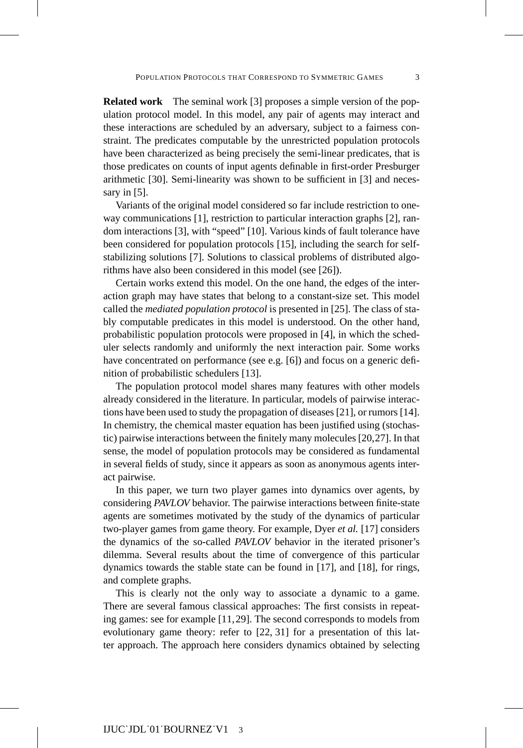**Related work** The seminal work [3] proposes a simple version of the population protocol model. In this model, any pair of agents may interact and these interactions are scheduled by an adversary, subject to a fairness constraint. The predicates computable by the unrestricted population protocols have been characterized as being precisely the semi-linear predicates, that is those predicates on counts of input agents definable in first-order Presburger arithmetic [30]. Semi-linearity was shown to be sufficient in [3] and necessary in [5].

Variants of the original model considered so far include restriction to one-way communications [1], restriction to particular interaction graphs [2], random interactions [3], with "speed" [10]. Various kinds of fault tolerance have been considered for population protocols [15], including the search for self-stabilizing solutions [7]. Solutions to classical problems of distributed algorithms have also been considered in this model (see [26]).

Certain works extend this model. On the one hand, the edges of the interaction graph may have states that belong to a constant-size set. This model called the *mediated population protocol* is presented in [25]. The class of stably computable predicates in this model is understood. On the other hand, probabilistic population protocols were proposed in [4], in which the scheduler selects randomly and uniformly the next interaction pair. Some works have concentrated on performance (see e.g. [6]) and focus on a generic definition of probabilistic schedulers [13].

The population protocol model shares many features with other models already considered in the literature. In particular, models of pairwise interactions have been used to study the propagation of diseases [21], or rumors [14]. In chemistry, the chemical master equation has been justified using (stochastic) pairwise interactions between the finitely many molecules [20,27]. In that sense, the model of population protocols may be considered as fundamental in several fields of study, since it appears as soon as anonymous agents interact pairwise.

In this paper, we turn two player games into dynamics over agents, by considering *PAVLOV* behavior. The pairwise interactions between finite-state agents are sometimes motivated by the study of the dynamics of particular two-player games from game theory. For example, Dyer *et al.* [17] considers the dynamics of the so-called *PAVLOV* behavior in the iterated prisoner's dilemma. Several results about the time of convergence of this particular dynamics towards the stable state can be found in [17], and [18], for rings, and complete graphs.

This is clearly not the only way to associate a dynamic to a game. There are several famous classical approaches: The first consists in repeating games: see for example [11,29]. The second corresponds to models from evolutionary game theory: refer to [22, 31] for a presentation of this latter approach. The approach here considers dynamics obtained by selecting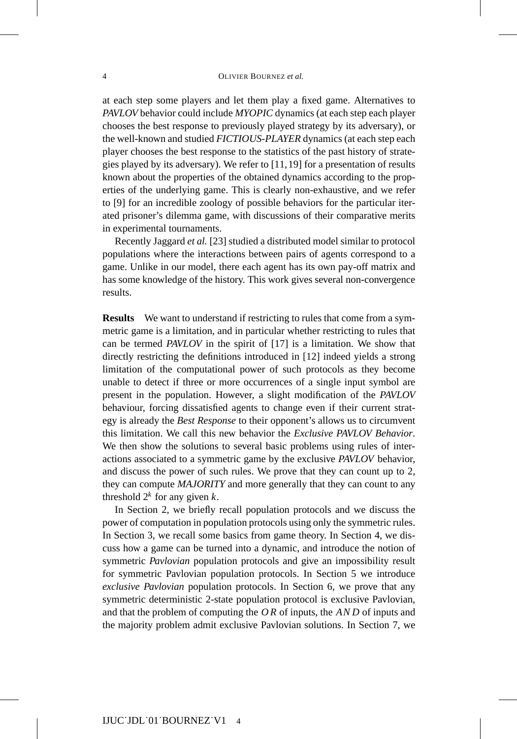at each step some players and let them play a fixed game. Alternatives to *PAVLOV* behavior could include *MYOPIC* dynamics (at each step each player chooses the best response to previously played strategy by its adversary), or the well-known and studied *FICTIOUS-PLAYER* dynamics (at each step each player chooses the best response to the statistics of the past history of strategies played by its adversary). We refer to [11, 19] for a presentation of results known about the properties of the obtained dynamics according to the properties of the underlying game. This is clearly non-exhaustive, and we refer to [9] for an incredible zoology of possible behaviors for the particular iterated prisoner's dilemma game, with discussions of their comparative merits in experimental tournaments.

Recently Jaggard *et al.* [23] studied a distributed model similar to protocol populations where the interactions between pairs of agents correspond to a game. Unlike in our model, there each agent has its own pay-off matrix and has some knowledge of the history. This work gives several non-convergence results.

**Results** We want to understand if restricting to rules that come from a symmetric game is a limitation, and in particular whether restricting to rules that can be termed *PAVLOV* in the spirit of [17] is a limitation. We show that directly restricting the definitions introduced in [12] indeed yields a strong limitation of the computational power of such protocols as they become unable to detect if three or more occurrences of a single input symbol are present in the population. However, a slight modification of the *PAVLOV* behaviour, forcing dissatisfied agents to change even if their current strategy is already the *Best Response* to their opponent's allows us to circumvent this limitation. We call this new behavior the *Exclusive PAVLOV Behavior*. We then show the solutions to several basic problems using rules of interactions associated to a symmetric game by the exclusive *PAVLOV* behavior, and discuss the power of such rules. We prove that they can count up to 2, they can compute *MAJORITY* and more generally that they can count to any threshold $2^k$ for any given $k$.

In Section 2, we briefly recall population protocols and we discuss the power of computation in population protocols using only the symmetric rules. In Section 3, we recall some basics from game theory. In Section 4, we discuss how a game can be turned into a dynamic, and introduce the notion of symmetric *Pavlovian* population protocols and give an impossibility result for symmetric Pavlovian population protocols. In Section 5 we introduce *exclusive Pavlovian* population protocols. In Section 6, we prove that any symmetric deterministic 2-state population protocol is exclusive Pavlovian, and that the problem of computing the $OR$ of inputs, the $AND$ of inputs and the majority problem admit exclusive Pavlovian solutions. In Section 7, we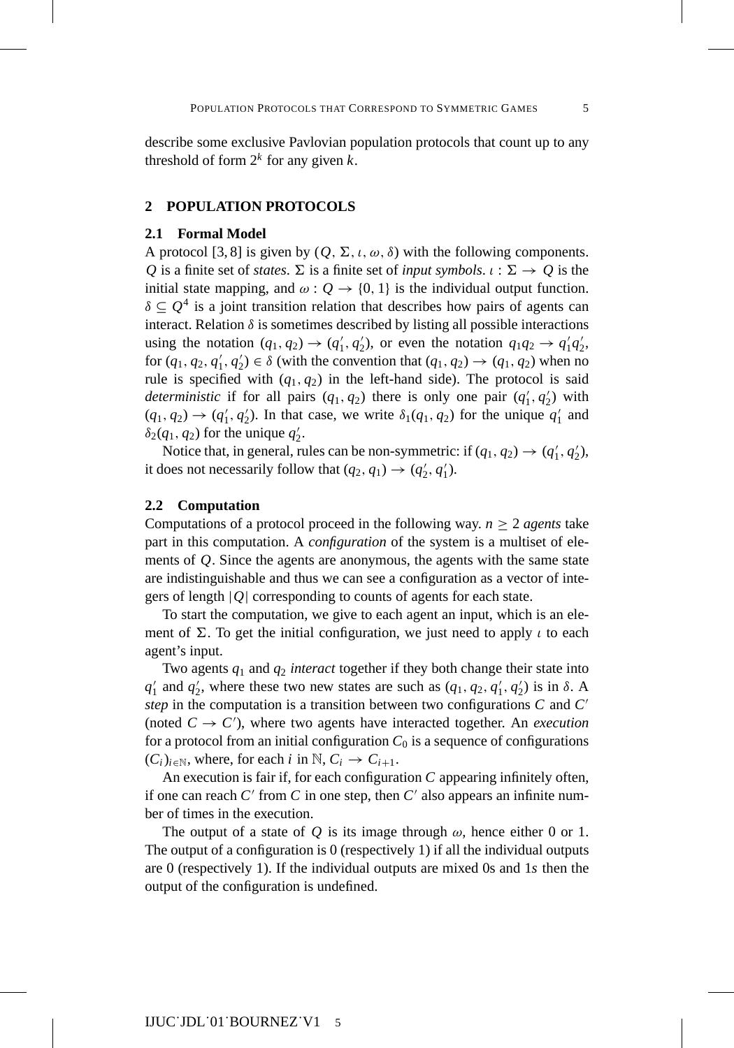describe some exclusive Pavlovian population protocols that count up to any threshold of form $2^k$ for any given $k$.

## 2 POPULATION PROTOCOLS

### 2.1 Formal Model

A protocol [3, 8] is given by $(Q, \Sigma, \iota, \omega, \delta)$ with the following components. $Q$ is a finite set of *states*. $\Sigma$ is a finite set of *input symbols*. $\iota : \Sigma \to Q$ is the initial state mapping, and $\omega : Q \to \{0, 1\}$ is the individual output function. $\delta \subseteq Q^4$ is a joint transition relation that describes how pairs of agents can interact. Relation $\delta$ is sometimes described by listing all possible interactions using the notation $(q_1, q_2) \to (q_1', q_2')$, or even the notation $q_1 q_2 \to q_1' q_2'$, for $(q_1, q_2, q_1', q_2') \in \delta$ (with the convention that $(q_1, q_2) \to (q_1, q_2)$ when no rule is specified with $(q_1, q_2)$ in the left-hand side). The protocol is said *deterministic* if for all pairs $(q_1, q_2)$ there is only one pair $(q_1', q_2')$ with $(q_1, q_2) \to (q_1', q_2')$. In that case, we write $\delta_1(q_1, q_2)$ for the unique $q_1'$ and $\delta_2(q_1, q_2)$ for the unique $q_2'$.

Notice that, in general, rules can be non-symmetric: if $(q_1, q_2) \to (q_1', q_2')$, it does not necessarily follow that $(q_2, q_1) \to (q_2', q_1')$.

### 2.2 Computation

Computations of a protocol proceed in the following way. $n \geq 2$ *agents* take part in this computation. A *configuration* of the system is a multiset of elements of $Q$. Since the agents are anonymous, the agents with the same state are indistinguishable and thus we can see a configuration as a vector of integers of length $|Q|$ corresponding to counts of agents for each state.

To start the computation, we give to each agent an input, which is an element of $\Sigma$. To get the initial configuration, we just need to apply $\iota$ to each agent's input.

Two agents $q_1$ and $q_2$ *interact* together if they both change their state into $q_1'$ and $q_2'$, where these two new states are such as $(q_1, q_2, q_1', q_2')$ is in $\delta$. A *step* in the computation is a transition between two configurations $C$ and $C'$ (noted $C \to C'$), where two agents have interacted together. An *execution* for a protocol from an initial configuration $C_0$ is a sequence of configurations $(C_i)_{i \in \mathbb{N}}$, where, for each $i$ in $\mathbb{N}$, $C_i \to C_{i+1}$.

An execution is fair if, for each configuration $C$ appearing infinitely often, if one can reach $C'$ from $C$ in one step, then $C'$ also appears an infinite number of times in the execution.

The output of a state of $Q$ is its image through $\omega$, hence either 0 or 1. The output of a configuration is 0 (respectively 1) if all the individual outputs are 0 (respectively 1). If the individual outputs are mixed 0s and 1*s* then the output of the configuration is undefined.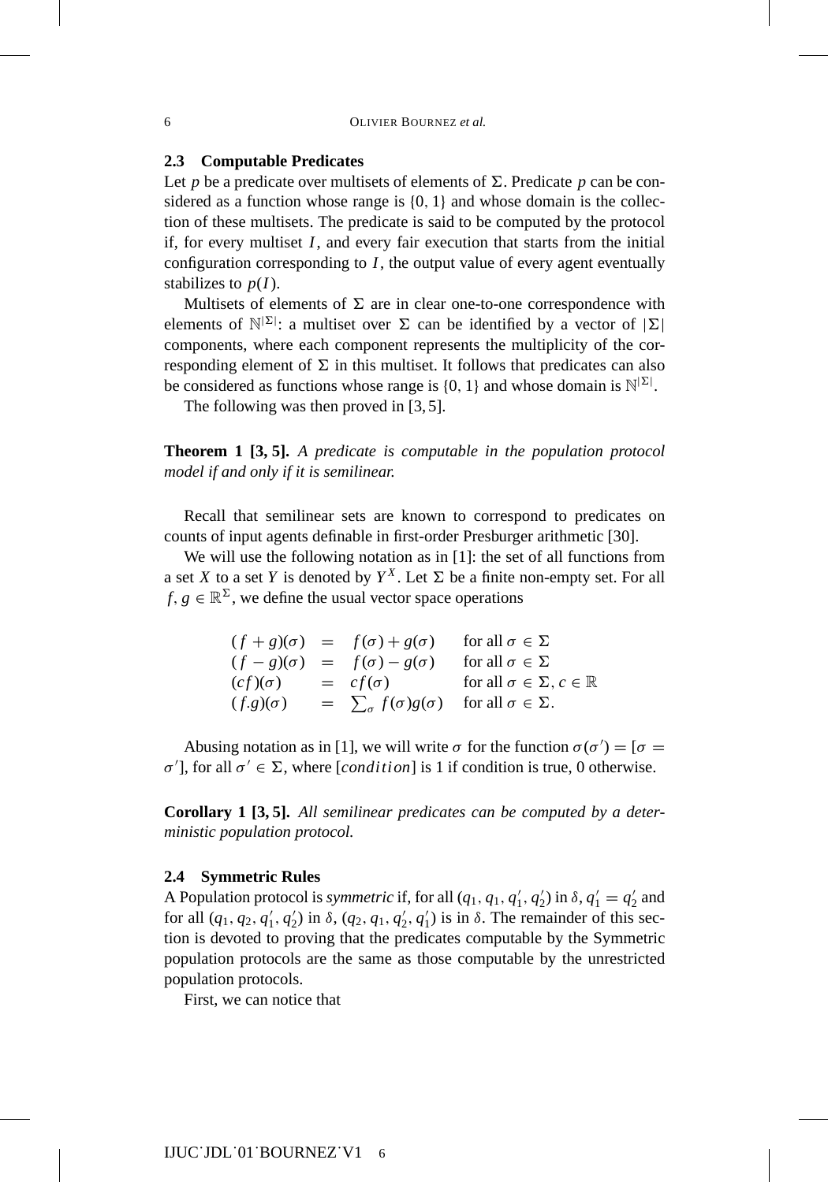### 2.3 Computable Predicates

Let $p$ be a predicate over multisets of elements of $\Sigma$. Predicate $p$ can be considered as a function whose range is $\{0, 1\}$ and whose domain is the collection of these multisets. The predicate is said to be computed by the protocol if, for every multiset $I$, and every fair execution that starts from the initial configuration corresponding to $I$, the output value of every agent eventually stabilizes to $p(I)$.

Multisets of elements of $\Sigma$ are in clear one-to-one correspondence with elements of $\mathbb{N}^{|\Sigma|}$: a multiset over $\Sigma$ can be identified by a vector of $|\Sigma|$ components, where each component represents the multiplicity of the corresponding element of $\Sigma$ in this multiset. It follows that predicates can also be considered as functions whose range is $\{0, 1\}$ and whose domain is $\mathbb{N}^{|\Sigma|}$.

The following was then proved in [3, 5].

**Theorem 1 [3, 5].** *A predicate is computable in the population protocol model if and only if it is semilinear.*

Recall that semilinear sets are known to correspond to predicates on counts of input agents definable in first-order Presburger arithmetic [30].

We will use the following notation as in [1]: the set of all functions from a set $X$ to a set $Y$ is denoted by $Y^X$. Let $\Sigma$ be a finite non-empty set. For all $f, g \in \mathbb{R}^{\Sigma}$, we define the usual vector space operations

$$
\begin{array}{llll}
(f+g)(\sigma) & = & f(\sigma)+g(\sigma) & \text{for all } \sigma \in \Sigma \\
(f-g)(\sigma) & = & f(\sigma)-g(\sigma) & \text{for all } \sigma \in \Sigma \\
(cf)(\sigma) & = & cf(\sigma) & \text{for all } \sigma \in \Sigma, c \in \mathbb{R} \\
(f.g)(\sigma) & = & \sum_{\sigma} f(\sigma)g(\sigma) & \text{for all } \sigma \in \Sigma.
\end{array}
$$

Abusing notation as in [1], we will write $\sigma$ for the function $\sigma(\sigma') = [\sigma = \sigma']$, for all $\sigma' \in \Sigma$, where $[condition]$ is 1 if condition is true, 0 otherwise.

**Corollary 1 [3, 5].** *All semilinear predicates can be computed by a deterministic population protocol.*

### 2.4 Symmetric Rules

A Population protocol is *symmetric* if, for all $(q_1, q_1, q_1', q_2')$ in $\delta$, $q_1' = q_2'$ and for all $(q_1, q_2, q_1', q_2')$ in $\delta$, $(q_2, q_1, q_2', q_1')$ is in $\delta$. The remainder of this section is devoted to proving that the predicates computable by the Symmetric population protocols are the same as those computable by the unrestricted population protocols.

First, we can notice that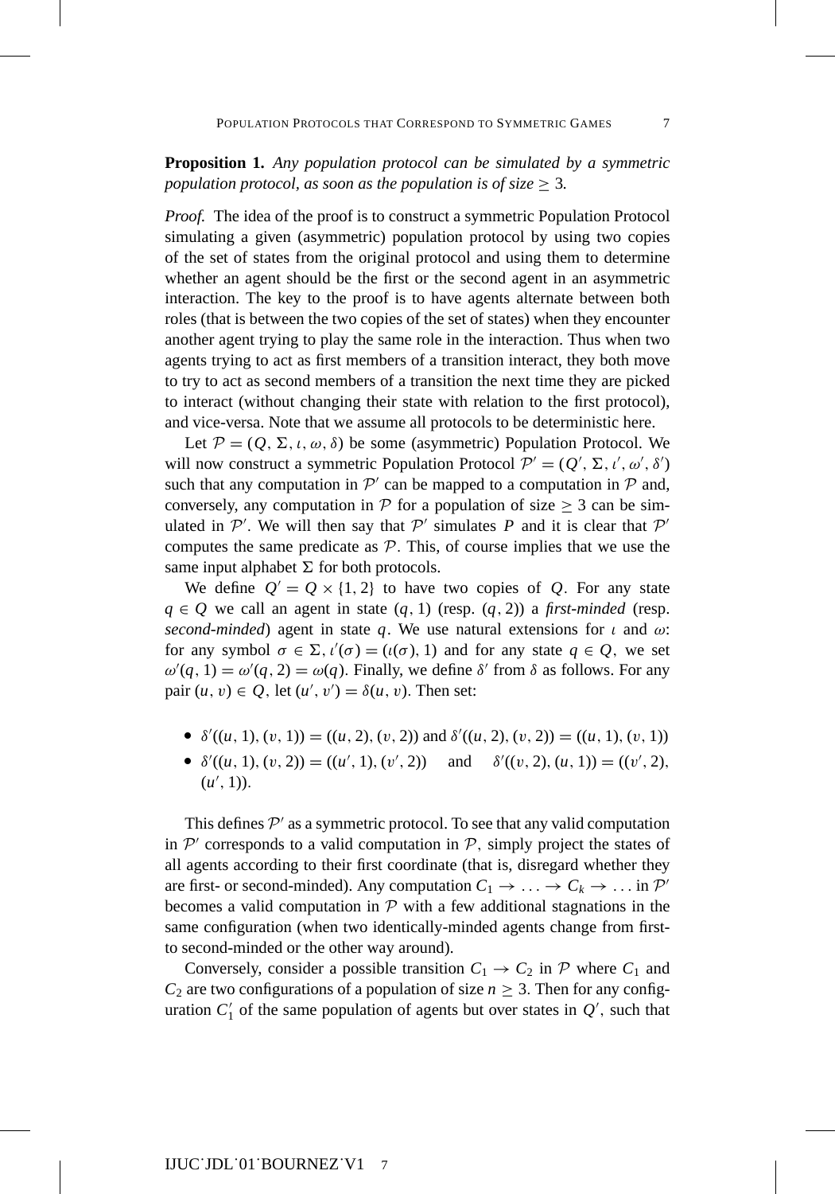**Proposition 1.** *Any population protocol can be simulated by a symmetric population protocol, as soon as the population is of size* $\geq 3$*.*

*Proof.* The idea of the proof is to construct a symmetric Population Protocol simulating a given (asymmetric) population protocol by using two copies of the set of states from the original protocol and using them to determine whether an agent should be the first or the second agent in an asymmetric interaction. The key to the proof is to have agents alternate between both roles (that is between the two copies of the set of states) when they encounter another agent trying to play the same role in the interaction. Thus when two agents trying to act as first members of a transition interact, they both move to try to act as second members of a transition the next time they are picked to interact (without changing their state with relation to the first protocol), and vice-versa. Note that we assume all protocols to be deterministic here.

Let $\mathcal{P} = (Q, \Sigma, \iota, \omega, \delta)$ be some (asymmetric) Population Protocol. We will now construct a symmetric Population Protocol $\mathcal{P}' = (Q', \Sigma, \iota', \omega', \delta')$ such that any computation in $\mathcal{P}'$ can be mapped to a computation in $\mathcal{P}$ and, conversely, any computation in $\mathcal{P}$ for a population of size $\geq 3$ can be simulated in $\mathcal{P}'$. We will then say that $\mathcal{P}'$ simulates $P$ and it is clear that $\mathcal{P}'$ computes the same predicate as $\mathcal{P}$. This, of course implies that we use the same input alphabet $\Sigma$ for both protocols.

We define $Q' = Q \times \{1, 2\}$ to have two copies of $Q$. For any state $q \in Q$ we call an agent in state $(q, 1)$ (resp. $(q, 2)$) a *first-minded* (resp. *second-minded*) agent in state $q$. We use natural extensions for $\iota$ and $\omega$: for any symbol $\sigma \in \Sigma, \iota'(\sigma) = (\iota(\sigma), 1)$ and for any state $q \in Q$, we set $\omega'(q, 1) = \omega'(q, 2) = \omega(q)$. Finally, we define $\delta'$ from $\delta$ as follows. For any pair $(u, v) \in Q$, let $(u', v') = \delta(u, v)$. Then set:

- $\delta'((u, 1), (v, 1)) = ((u, 2), (v, 2))$ and $\delta'((u, 2), (v, 2)) = ((u, 1), (v, 1))$
- $\delta'((u, 1), (v, 2)) = ((u', 1), (v', 2))$ and $\delta'((v, 2), (u, 1)) = ((v', 2), (u', 1))$.

This defines $\mathcal{P}'$ as a symmetric protocol. To see that any valid computation in $\mathcal{P}'$ corresponds to a valid computation in $\mathcal{P}$, simply project the states of all agents according to their first coordinate (that is, disregard whether they are first- or second-minded). Any computation $C_1 \to \ldots \to C_k \to \ldots$ in $\mathcal{P}'$ becomes a valid computation in $\mathcal{P}$ with a few additional stagnations in the same configuration (when two identically-minded agents change from first- to second-minded or the other way around).

Conversely, consider a possible transition $C_1 \to C_2$ in $\mathcal{P}$ where $C_1$ and $C_2$ are two configurations of a population of size $n \geq 3$. Then for any configuration $C_1'$ of the same population of agents but over states in $Q'$, such that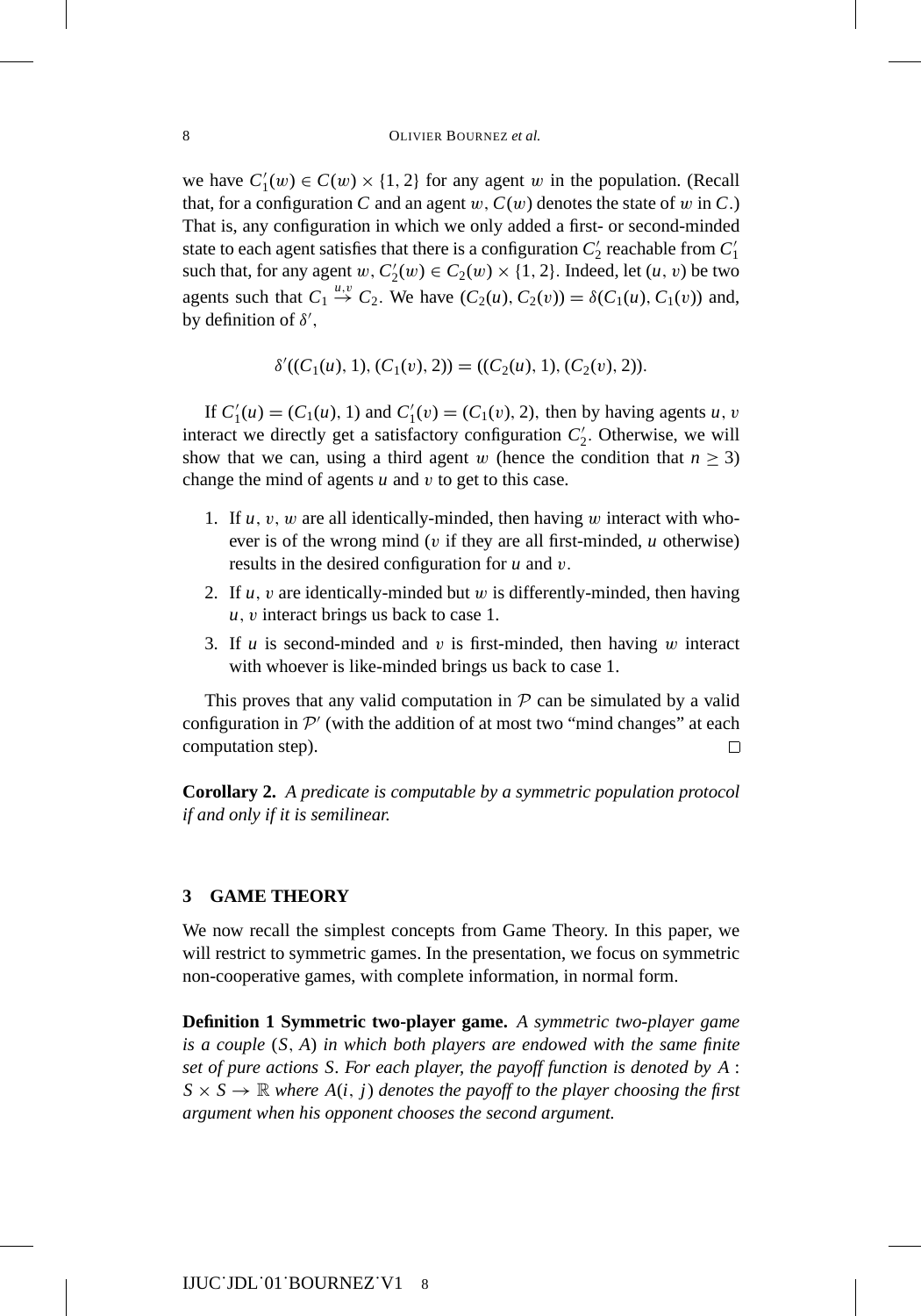we have $C'_1(w) \in C(w) \times \{1, 2\}$ for any agent $w$ in the population. (Recall that, for a configuration $C$ and an agent $w$, $C(w)$ denotes the state of $w$ in $C$.) That is, any configuration in which we only added a first- or second-minded state to each agent satisfies that there is a configuration $C'_2$ reachable from $C'_1$ such that, for any agent $w$, $C'_2(w) \in C_2(w) \times \{1, 2\}$. Indeed, let $(u, v)$ be two agents such that $C_1 \stackrel{u,v}{\to} C_2$. We have $(C_2(u), C_2(v)) = \delta(C_1(u), C_1(v))$ and, by definition of $\delta'$,

$$\delta'((C_1(u), 1), (C_1(v), 2)) = ((C_2(u), 1), (C_2(v), 2)).$$

If $C'_1(u) = (C_1(u), 1)$ and $C'_1(v) = (C_1(v), 2)$, then by having agents $u, v$ interact we directly get a satisfactory configuration $C'_2$. Otherwise, we will show that we can, using a third agent $w$ (hence the condition that $n \geq 3$) change the mind of agents $u$ and $v$ to get to this case.

1. If $u, v, w$ are all identically-minded, then having $w$ interact with whoever is of the wrong mind ($v$ if they are all first-minded, $u$ otherwise) results in the desired configuration for $u$ and $v$.
2. If $u, v$ are identically-minded but $w$ is differently-minded, then having $u, v$ interact brings us back to case 1.
3. If $u$ is second-minded and $v$ is first-minded, then having $w$ interact with whoever is like-minded brings us back to case 1.

This proves that any valid computation in $\mathcal{P}$ can be simulated by a valid configuration in $\mathcal{P}'$ (with the addition of at most two "mind changes" at each computation step). □

**Corollary 2.** *A predicate is computable by a symmetric population protocol if and only if it is semilinear.*

## 3 GAME THEORY

We now recall the simplest concepts from Game Theory. In this paper, we will restrict to symmetric games. In the presentation, we focus on symmetric non-cooperative games, with complete information, in normal form.

**Definition 1 Symmetric two-player game.** *A symmetric two-player game is a couple $(S, A)$ in which both players are endowed with the same finite set of pure actions $S$. For each player, the payoff function is denoted by $A : S \times S \to \mathbb{R}$ where $A(i, j)$ denotes the payoff to the player choosing the first argument when his opponent chooses the second argument.*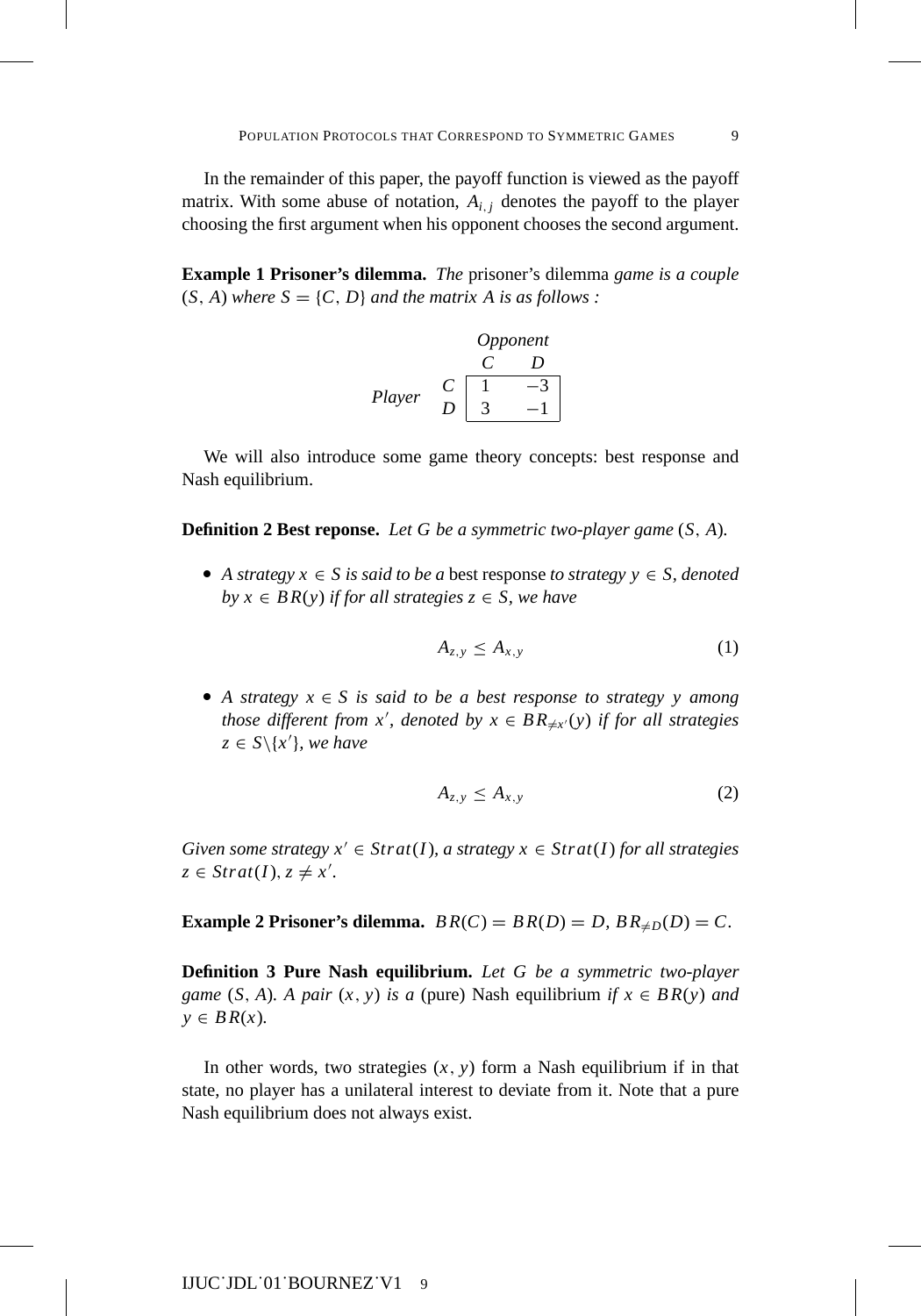In the remainder of this paper, the payoff function is viewed as the payoff matrix. With some abuse of notation, $A_{i,j}$ denotes the payoff to the player choosing the first argument when his opponent chooses the second argument.

**Example 1 Prisoner's dilemma.** *The* prisoner's dilemma *game is a couple* $(S, A)$ *where* $S = \{C, D\}$ *and the matrix* $A$ *is as follows :*

| | | *Opponent* | |
|---|---|---|---|
| | | $C$ | $D$ |
| *Player* | $C$ | 1 | $-3$ |
| | $D$ | 3 | $-1$ |

We will also introduce some game theory concepts: best response and Nash equilibrium.

**Definition 2 Best reponse.** *Let $G$ be a symmetric two-player game $(S, A)$.*

- *A strategy $x \in S$ is said to be a* best response *to strategy $y \in S$, denoted by $x \in BR(y)$ if for all strategies $z \in S$, we have*

$$A_{z,y} \leq A_{x,y} \tag{1}$$

- *A strategy $x \in S$ is said to be a best response to strategy $y$ among those different from $x'$, denoted by $x \in BR_{\neq x'}(y)$ if for all strategies $z \in S \backslash \{x'\}$, we have*

$$A_{z,y} \leq A_{x,y} \tag{2}$$

*Given some strategy $x' \in Strat(I)$, a strategy $x \in Strat(I)$ for all strategies $z \in Strat(I)$, $z \neq x'$.*

**Example 2 Prisoner's dilemma.** $BR(C) = BR(D) = D$, $BR_{\neq D}(D) = C$.

**Definition 3 Pure Nash equilibrium.** *Let $G$ be a symmetric two-player game $(S, A)$. A pair $(x, y)$ is a* (pure) Nash equilibrium *if $x \in BR(y)$ and $y \in BR(x)$.*

In other words, two strategies $(x, y)$ form a Nash equilibrium if in that state, no player has a unilateral interest to deviate from it. Note that a pure Nash equilibrium does not always exist.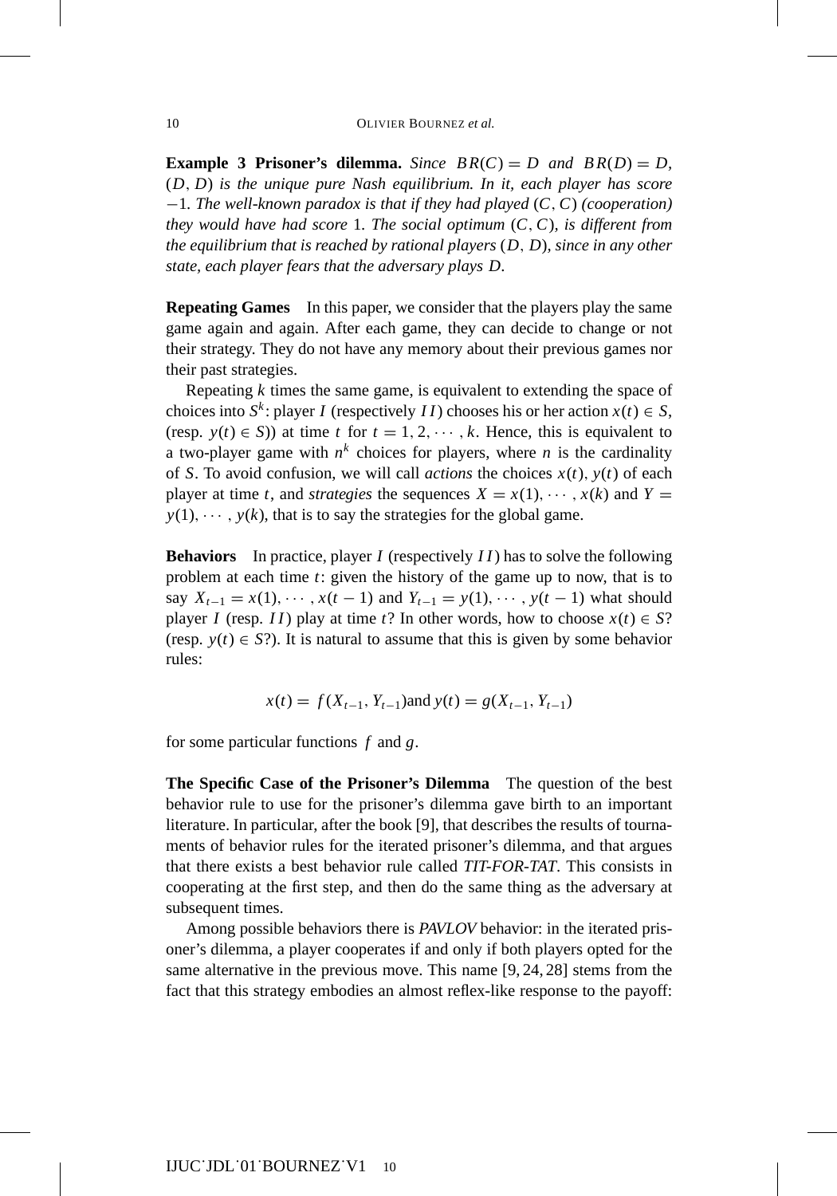**Example 3 Prisoner's dilemma.** *Since $BR(C) = D$ and $BR(D) = D$, $(D, D)$ is the unique pure Nash equilibrium. In it, each player has score $-1$. The well-known paradox is that if they had played $(C, C)$ (cooperation) they would have had score 1. The social optimum $(C, C)$, is different from the equilibrium that is reached by rational players $(D, D)$, since in any other state, each player fears that the adversary plays $D$.*

**Repeating Games** In this paper, we consider that the players play the same game again and again. After each game, they can decide to change or not their strategy. They do not have any memory about their previous games nor their past strategies.

Repeating $k$ times the same game, is equivalent to extending the space of choices into $S^k$: player $I$ (respectively $II$) chooses his or her action $x(t) \in S$, (resp. $y(t) \in S$)) at time $t$ for $t = 1, 2, \cdots, k$. Hence, this is equivalent to a two-player game with $n^k$ choices for players, where $n$ is the cardinality of $S$. To avoid confusion, we will call *actions* the choices $x(t), y(t)$ of each player at time $t$, and *strategies* the sequences $X = x(1), \cdots, x(k)$ and $Y = y(1), \cdots, y(k)$, that is to say the strategies for the global game.

**Behaviors** In practice, player $I$ (respectively $II$) has to solve the following problem at each time $t$: given the history of the game up to now, that is to say $X_{t-1} = x(1), \cdots, x(t-1)$ and $Y_{t-1} = y(1), \cdots, y(t-1)$ what should player $I$ (resp. $II$) play at time $t$? In other words, how to choose $x(t) \in S$? (resp. $y(t) \in S$?). It is natural to assume that this is given by some behavior rules:

$$x(t) = f(X_{t-1}, Y_{t-1}) \text{and } y(t) = g(X_{t-1}, Y_{t-1})$$

for some particular functions $f$ and $g$.

**The Specific Case of the Prisoner's Dilemma** The question of the best behavior rule to use for the prisoner's dilemma gave birth to an important literature. In particular, after the book [9], that describes the results of tournaments of behavior rules for the iterated prisoner's dilemma, and that argues that there exists a best behavior rule called *TIT-FOR-TAT*. This consists in cooperating at the first step, and then do the same thing as the adversary at subsequent times.

Among possible behaviors there is *PAVLOV* behavior: in the iterated prisoner's dilemma, a player cooperates if and only if both players opted for the same alternative in the previous move. This name [9, 24, 28] stems from the fact that this strategy embodies an almost reflex-like response to the payoff: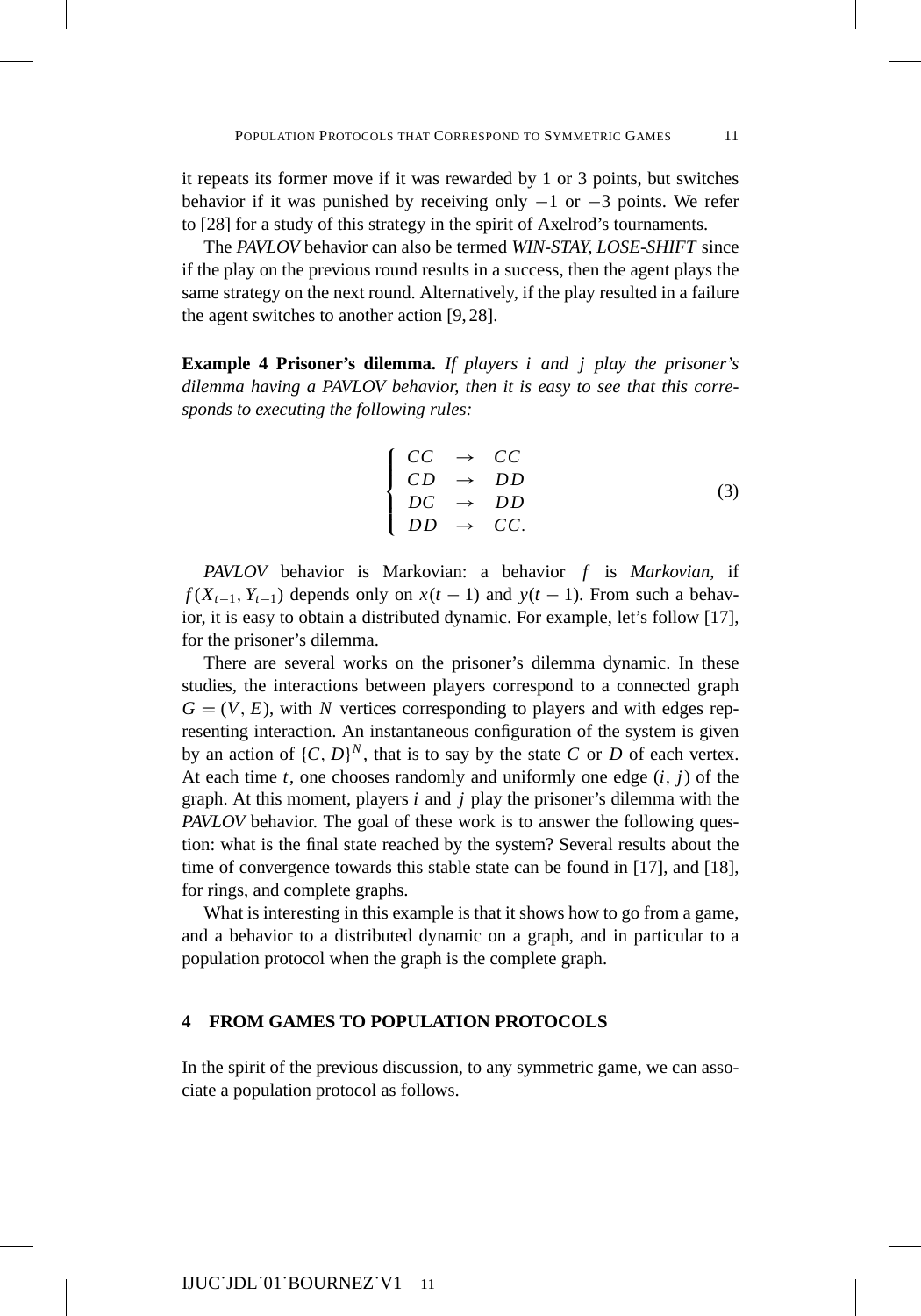it repeats its former move if it was rewarded by 1 or 3 points, but switches behavior if it was punished by receiving only $-1$ or $-3$ points. We refer to [28] for a study of this strategy in the spirit of Axelrod's tournaments.

The *PAVLOV* behavior can also be termed *WIN-STAY, LOSE-SHIFT* since if the play on the previous round results in a success, then the agent plays the same strategy on the next round. Alternatively, if the play resulted in a failure the agent switches to another action [9, 28].

**Example 4 Prisoner's dilemma.** *If players $i$ and $j$ play the prisoner's dilemma having a PAVLOV behavior, then it is easy to see that this corresponds to executing the following rules:*

$$\begin{cases} CC & \to & CC \\ CD & \to & DD \\ DC & \to & DD \\ DD & \to & CC. \end{cases} \tag{3}$$

*PAVLOV* behavior is Markovian: a behavior $f$ is *Markovian*, if $f(X_{t-1}, Y_{t-1})$ depends only on $x(t-1)$ and $y(t-1)$. From such a behavior, it is easy to obtain a distributed dynamic. For example, let's follow [17], for the prisoner's dilemma.

There are several works on the prisoner's dilemma dynamic. In these studies, the interactions between players correspond to a connected graph $G = (V, E)$, with $N$ vertices corresponding to players and with edges representing interaction. An instantaneous configuration of the system is given by an action of $\{C, D\}^N$, that is to say by the state $C$ or $D$ of each vertex. At each time $t$, one chooses randomly and uniformly one edge $(i, j)$ of the graph. At this moment, players $i$ and $j$ play the prisoner's dilemma with the *PAVLOV* behavior. The goal of these work is to answer the following question: what is the final state reached by the system? Several results about the time of convergence towards this stable state can be found in [17], and [18], for rings, and complete graphs.

What is interesting in this example is that it shows how to go from a game, and a behavior to a distributed dynamic on a graph, and in particular to a population protocol when the graph is the complete graph.

## 4 FROM GAMES TO POPULATION PROTOCOLS

In the spirit of the previous discussion, to any symmetric game, we can associate a population protocol as follows.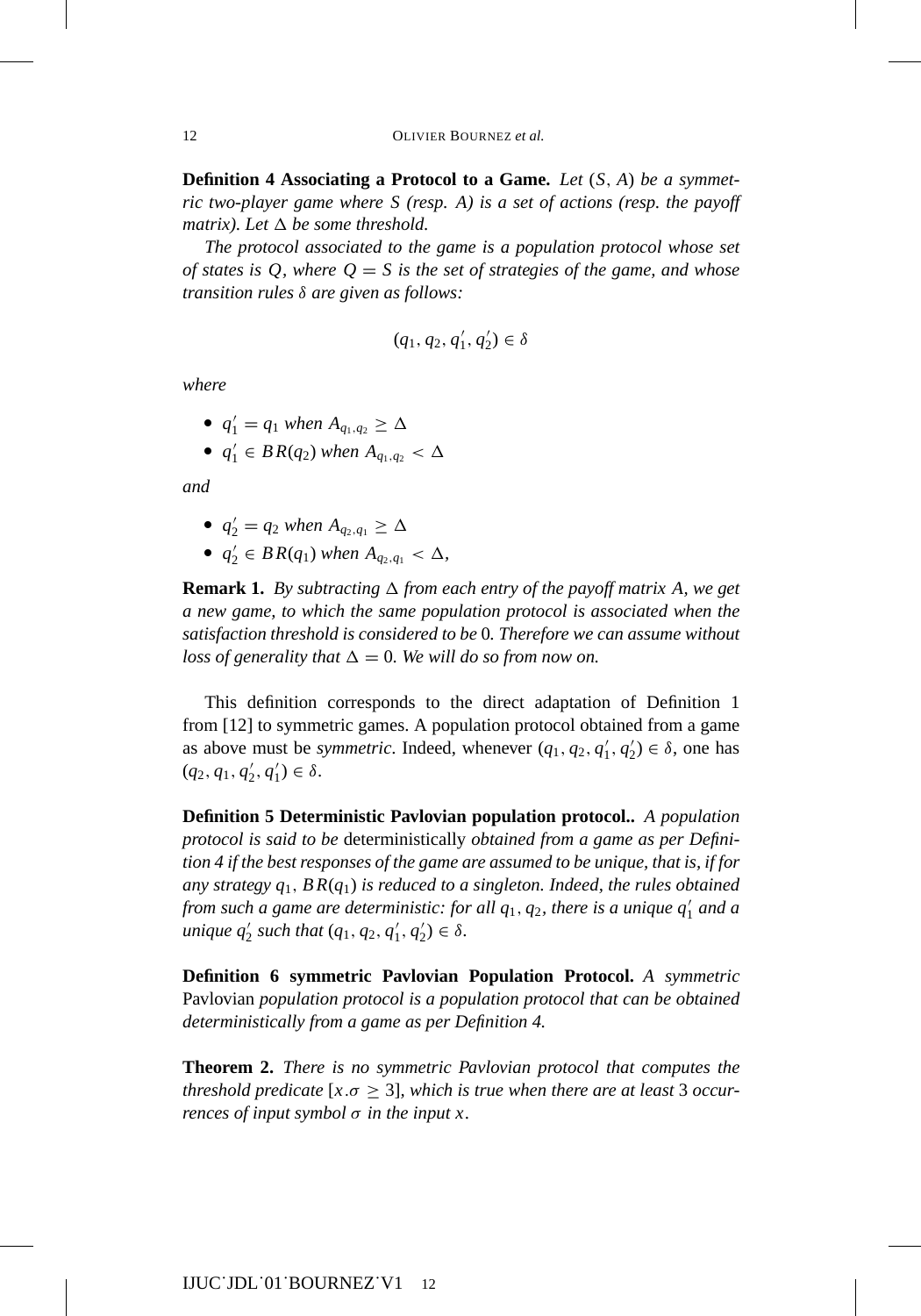**Definition 4 Associating a Protocol to a Game.** *Let $(S, A)$ be a symmetric two-player game where $S$ (resp. $A$) is a set of actions (resp. the payoff matrix). Let $\Delta$ be some threshold.*

*The protocol associated to the game is a population protocol whose set of states is $Q$, where $Q = S$ is the set of strategies of the game, and whose transition rules $\delta$ are given as follows:*

$$(q_1, q_2, q_1', q_2') \in \delta$$

*where*

- $q_1' = q_1$ *when* $A_{q_1,q_2} \geq \Delta$
- $q_1' \in BR(q_2)$ *when* $A_{q_1,q_2} < \Delta$

*and*

- $q_2' = q_2$ *when* $A_{q_2,q_1} \geq \Delta$
- $q_2' \in BR(q_1)$ *when* $A_{q_2,q_1} < \Delta$,

**Remark 1.** *By subtracting $\Delta$ from each entry of the payoff matrix $A$, we get a new game, to which the same population protocol is associated when the satisfaction threshold is considered to be 0. Therefore we can assume without loss of generality that $\Delta = 0$. We will do so from now on.*

This definition corresponds to the direct adaptation of Definition 1 from [12] to symmetric games. A population protocol obtained from a game as above must be *symmetric*. Indeed, whenever $(q_1, q_2, q_1', q_2') \in \delta$, one has $(q_2, q_1, q_2', q_1') \in \delta$.

**Definition 5 Deterministic Pavlovian population protocol..** *A population protocol is said to be* deterministically *obtained from a game as per Definition 4 if the best responses of the game are assumed to be unique, that is, if for any strategy $q_1$, $BR(q_1)$ is reduced to a singleton. Indeed, the rules obtained from such a game are deterministic: for all $q_1, q_2$, there is a unique $q_1'$ and a unique $q_2'$ such that $(q_1, q_2, q_1', q_2') \in \delta$.*

**Definition 6 symmetric Pavlovian Population Protocol.** *A symmetric* Pavlovian *population protocol is a population protocol that can be obtained deterministically from a game as per Definition 4.*

**Theorem 2.** *There is no symmetric Pavlovian protocol that computes the threshold predicate $[x.\sigma \geq 3]$, which is true when there are at least 3 occurrences of input symbol $\sigma$ in the input $x$.*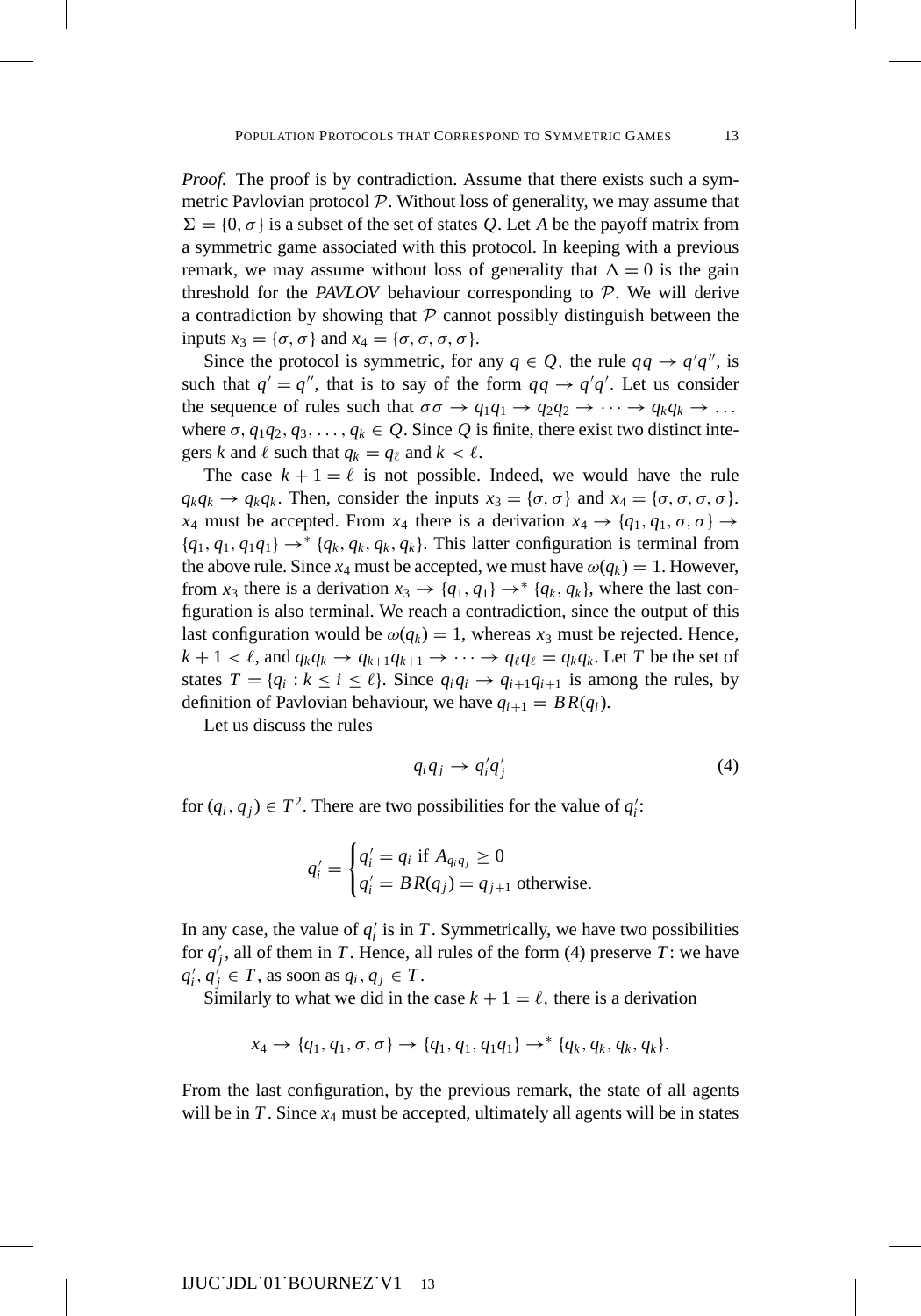*Proof.* The proof is by contradiction. Assume that there exists such a symmetric Pavlovian protocol $\mathcal{P}$. Without loss of generality, we may assume that $\Sigma = \{0, \sigma\}$ is a subset of the set of states $Q$. Let $A$ be the payoff matrix from a symmetric game associated with this protocol. In keeping with a previous remark, we may assume without loss of generality that $\Delta = 0$ is the gain threshold for the *PAVLOV* behaviour corresponding to $\mathcal{P}$. We will derive a contradiction by showing that $\mathcal{P}$ cannot possibly distinguish between the inputs $x_3 = \{\sigma, \sigma\}$ and $x_4 = \{\sigma, \sigma, \sigma, \sigma\}$.

Since the protocol is symmetric, for any $q \in Q$, the rule $qq \to q'q''$, is such that $q' = q''$, that is to say of the form $qq \to q'q'$. Let us consider the sequence of rules such that $\sigma\sigma \to q_1q_1 \to q_2q_2 \to \cdots \to q_kq_k \to \ldots$ where $\sigma, q_1q_2, q_3, \ldots, q_k \in Q$. Since $Q$ is finite, there exist two distinct integers $k$ and $\ell$ such that $q_k = q_\ell$ and $k < \ell$.

The case $k + 1 = \ell$ is not possible. Indeed, we would have the rule $q_kq_k \to q_kq_k$. Then, consider the inputs $x_3 = \{\sigma, \sigma\}$ and $x_4 = \{\sigma, \sigma, \sigma, \sigma\}$. $x_4$ must be accepted. From $x_4$ there is a derivation $x_4 \to \{q_1, q_1, \sigma, \sigma\} \to \{q_1, q_1, q_1q_1\} \to^* \{q_k, q_k, q_k, q_k\}$. This latter configuration is terminal from the above rule. Since $x_4$ must be accepted, we must have $\omega(q_k) = 1$. However, from $x_3$ there is a derivation $x_3 \to \{q_1, q_1\} \to^* \{q_k, q_k\}$, where the last configuration is also terminal. We reach a contradiction, since the output of this last configuration would be $\omega(q_k) = 1$, whereas $x_3$ must be rejected. Hence, $k + 1 < \ell$, and $q_kq_k \to q_{k+1}q_{k+1} \to \cdots \to q_\ell q_\ell = q_kq_k$. Let $T$ be the set of states $T = \{q_i : k \le i \le \ell\}$. Since $q_iq_i \to q_{i+1}q_{i+1}$ is among the rules, by definition of Pavlovian behaviour, we have $q_{i+1} = BR(q_i)$.

Let us discuss the rules

$$q_iq_j \to q_i'q_j' \tag{4}$$

for $(q_i, q_j) \in T^2$. There are two possibilities for the value of $q_i'$:

$$q_i' = \begin{cases} q_i' = q_i \text{ if } A_{q_iq_j} \ge 0 \\ q_i' = BR(q_j) = q_{j+1} \text{ otherwise.} \end{cases}$$

In any case, the value of $q_i'$ is in $T$. Symmetrically, we have two possibilities for $q_j'$, all of them in $T$. Hence, all rules of the form (4) preserve $T$: we have $q_i', q_j' \in T$, as soon as $q_i, q_j \in T$.

Similarly to what we did in the case $k + 1 = \ell$, there is a derivation

$$x_4 \to \{q_1, q_1, \sigma, \sigma\} \to \{q_1, q_1, q_1q_1\} \to^* \{q_k, q_k, q_k, q_k\}.$$

From the last configuration, by the previous remark, the state of all agents will be in $T$. Since $x_4$ must be accepted, ultimately all agents will be in states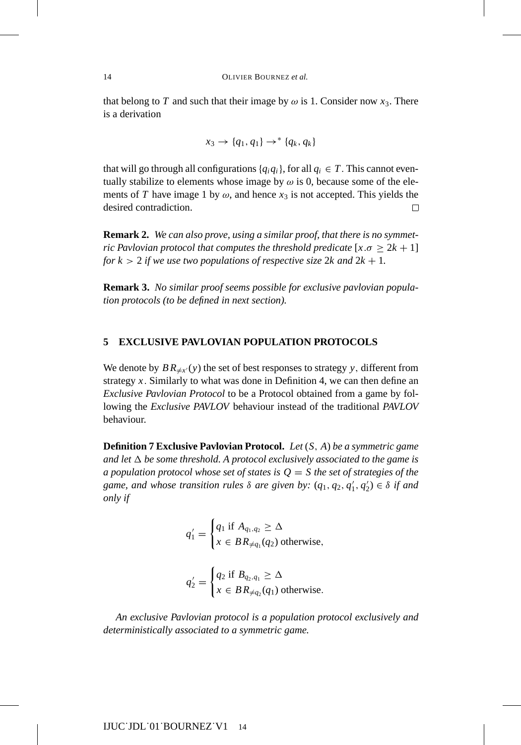that belong to $T$ and such that their image by $\omega$ is 1. Consider now $x_3$. There is a derivation

$$x_3 \rightarrow \{q_1, q_1\} \rightarrow^* \{q_k, q_k\}$$

that will go through all configurations $\{q_i q_i\}$, for all $q_i \in T$. This cannot eventually stabilize to elements whose image by $\omega$ is 0, because some of the elements of $T$ have image 1 by $\omega$, and hence $x_3$ is not accepted. This yields the desired contradiction. □

**Remark 2.** *We can also prove, using a similar proof, that there is no symmetric Pavlovian protocol that computes the threshold predicate* $[x.\sigma \geq 2k+1]$ *for* $k > 2$ *if we use two populations of respective size* $2k$ *and* $2k+1$.

**Remark 3.** *No similar proof seems possible for exclusive pavlovian population protocols (to be defined in next section).*

## 5 EXCLUSIVE PAVLOVIAN POPULATION PROTOCOLS

We denote by $BR_{\neq x'}(y)$ the set of best responses to strategy $y$, different from strategy $x$. Similarly to what was done in Definition 4, we can then define an *Exclusive Pavlovian Protocol* to be a Protocol obtained from a game by following the *Exclusive PAVLOV* behaviour instead of the traditional *PAVLOV* behaviour.

**Definition 7 Exclusive Pavlovian Protocol.** *Let* $(S, A)$ *be a symmetric game and let* $\Delta$ *be some threshold. A protocol exclusively associated to the game is a population protocol whose set of states is* $Q = S$ *the set of strategies of the game, and whose transition rules* $\delta$ *are given by:* $(q_1, q_2, q_1', q_2') \in \delta$ *if and only if*

$$q_1' = \begin{cases} q_1 \text{ if } A_{q_1,q_2} \geq \Delta \\ x \in BR_{\neq q_1}(q_2) \text{ otherwise}, \end{cases}$$

$$q_2' = \begin{cases} q_2 \text{ if } B_{q_2,q_1} \geq \Delta \\ x \in BR_{\neq q_2}(q_1) \text{ otherwise}. \end{cases}$$

*An exclusive Pavlovian protocol is a population protocol exclusively and deterministically associated to a symmetric game.*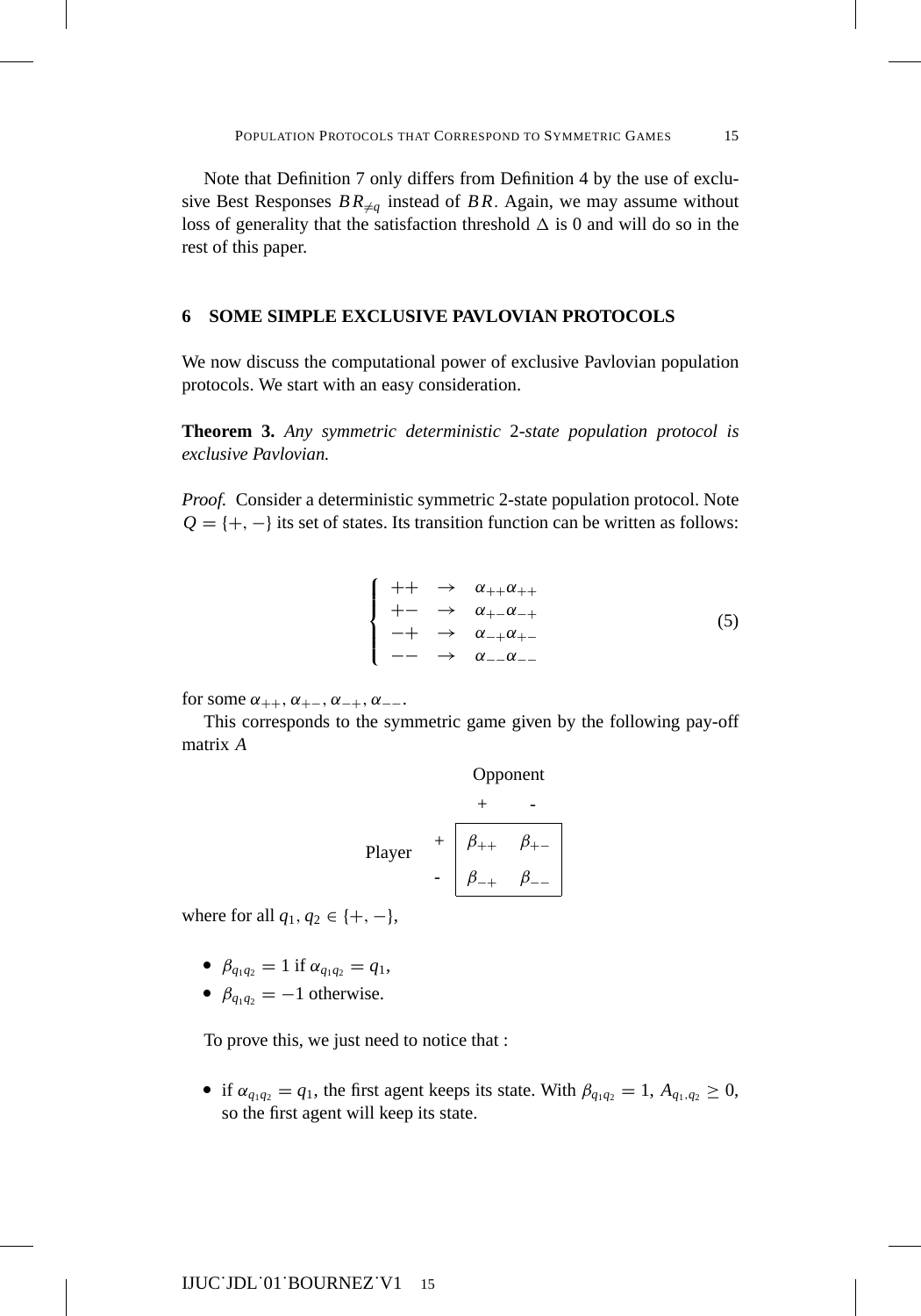Note that Definition 7 only differs from Definition 4 by the use of exclusive Best Responses $BR_{\neq q}$ instead of $BR$. Again, we may assume without loss of generality that the satisfaction threshold $\Delta$ is 0 and will do so in the rest of this paper.

## 6 SOME SIMPLE EXCLUSIVE PAVLOVIAN PROTOCOLS

We now discuss the computational power of exclusive Pavlovian population protocols. We start with an easy consideration.

**Theorem 3.** *Any symmetric deterministic* 2*-state population protocol is exclusive Pavlovian.*

*Proof.* Consider a deterministic symmetric 2-state population protocol. Note $Q = \{+, -\}$ its set of states. Its transition function can be written as follows:

$$\begin{cases} ++ & \rightarrow & \alpha_{++}\alpha_{++} \\ +- & \rightarrow & \alpha_{+-}\alpha_{-+} \\ -+ & \rightarrow & \alpha_{-+}\alpha_{+-} \\ -- & \rightarrow & \alpha_{--}\alpha_{--} \end{cases} \tag{5}$$

for some $\alpha_{++}, \alpha_{+-}, \alpha_{-+}, \alpha_{--}$.

This corresponds to the symmetric game given by the following pay-off matrix $A$

| | | Opponent + | Opponent - |
|---|---|---|---|
| Player | + | $\beta_{++}$ | $\beta_{+-}$ |
| | - | $\beta_{-+}$ | $\beta_{--}$ |

where for all $q_1, q_2 \in \{+, -\}$,

- $\beta_{q_1 q_2} = 1$ if $\alpha_{q_1 q_2} = q_1$,
- $\beta_{q_1 q_2} = -1$ otherwise.

To prove this, we just need to notice that :

- if $\alpha_{q_1 q_2} = q_1$, the first agent keeps its state. With $\beta_{q_1 q_2} = 1$, $A_{q_1, q_2} \geq 0$, so the first agent will keep its state.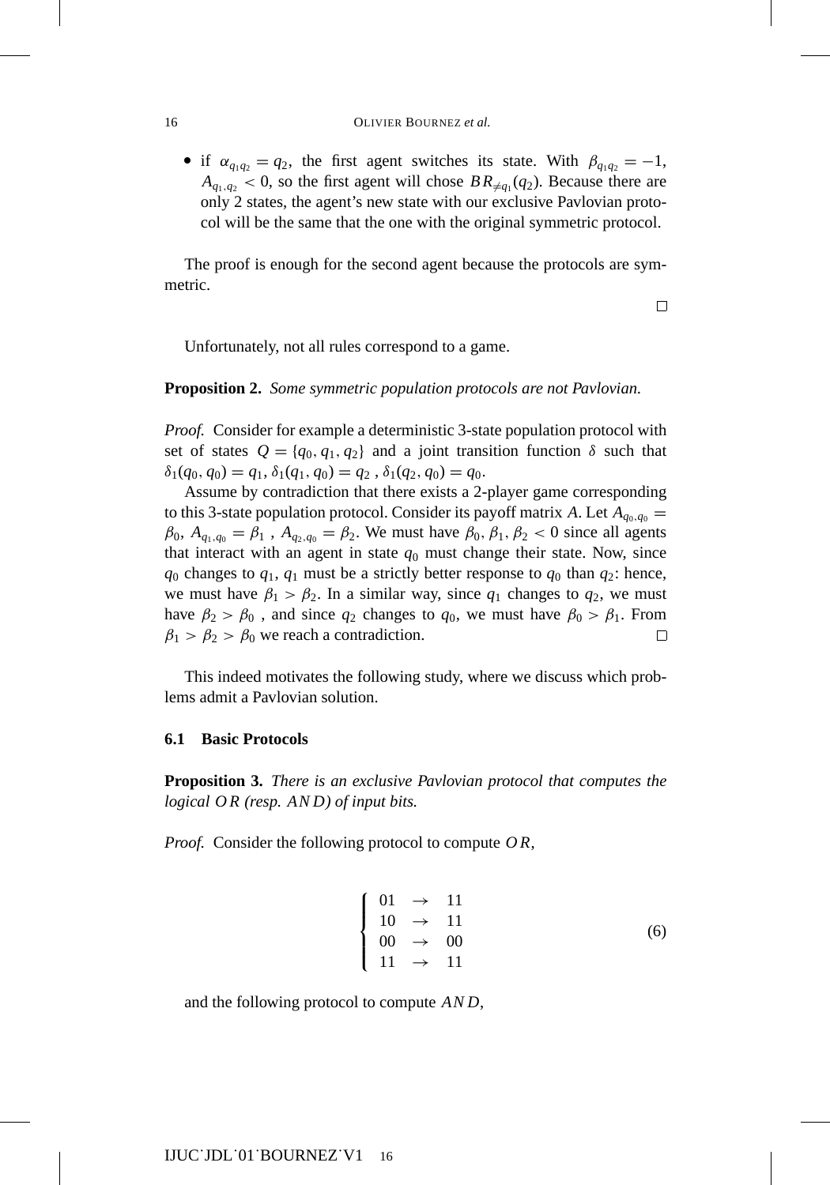- if $\alpha_{q_1 q_2} = q_2$, the first agent switches its state. With $\beta_{q_1 q_2} = -1$, $A_{q_1,q_2} < 0$, so the first agent will chose $BR_{\neq q_1}(q_2)$. Because there are only 2 states, the agent's new state with our exclusive Pavlovian protocol will be the same that the one with the original symmetric protocol.

The proof is enough for the second agent because the protocols are symmetric.

□

Unfortunately, not all rules correspond to a game.

**Proposition 2.** *Some symmetric population protocols are not Pavlovian.*

*Proof.* Consider for example a deterministic 3-state population protocol with set of states $Q = \{q_0, q_1, q_2\}$ and a joint transition function $\delta$ such that $\delta_1(q_0, q_0) = q_1$, $\delta_1(q_1, q_0) = q_2$ , $\delta_1(q_2, q_0) = q_0$.

Assume by contradiction that there exists a 2-player game corresponding to this 3-state population protocol. Consider its payoff matrix $A$. Let $A_{q_0,q_0} = \beta_0$, $A_{q_1,q_0} = \beta_1$ , $A_{q_2,q_0} = \beta_2$. We must have $\beta_0, \beta_1, \beta_2 < 0$ since all agents that interact with an agent in state $q_0$ must change their state. Now, since $q_0$ changes to $q_1$, $q_1$ must be a strictly better response to $q_0$ than $q_2$: hence, we must have $\beta_1 > \beta_2$. In a similar way, since $q_1$ changes to $q_2$, we must have $\beta_2 > \beta_0$ , and since $q_2$ changes to $q_0$, we must have $\beta_0 > \beta_1$. From $\beta_1 > \beta_2 > \beta_0$ we reach a contradiction. □

This indeed motivates the following study, where we discuss which problems admit a Pavlovian solution.

### 6.1 Basic Protocols

**Proposition 3.** *There is an exclusive Pavlovian protocol that computes the logical $OR$ (resp. $AND$) of input bits.*

*Proof.* Consider the following protocol to compute $OR$,

$$\left\{ \begin{array}{lcl} 01 & \rightarrow & 11 \\ 10 & \rightarrow & 11 \\ 00 & \rightarrow & 00 \\ 11 & \rightarrow & 11 \end{array} \right. \tag{6}$$

and the following protocol to compute $AND$,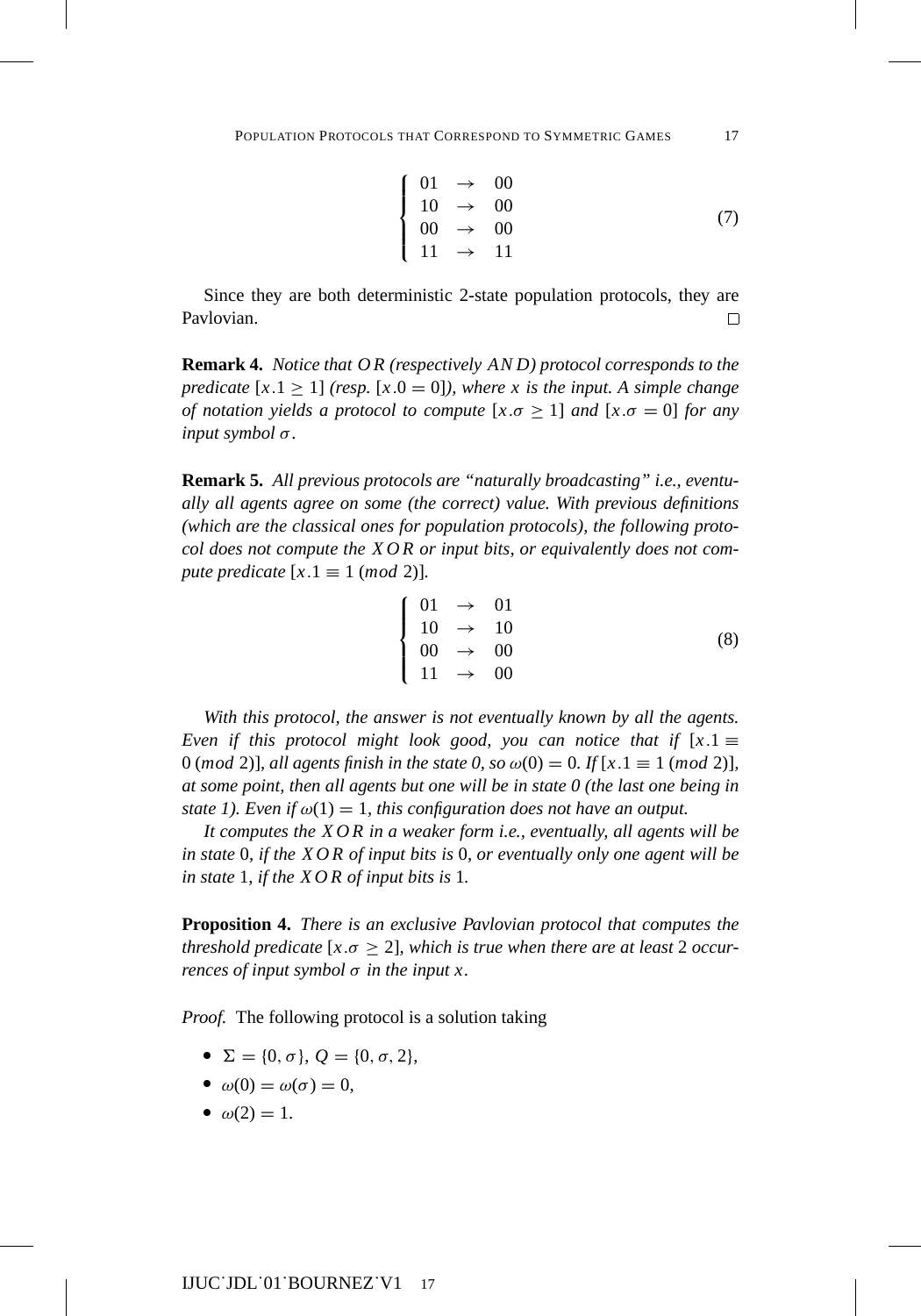$$
\left\{
\begin{array}{lll}
01 & \rightarrow & 00 \\
10 & \rightarrow & 00 \\
00 & \rightarrow & 00 \\
11 & \rightarrow & 11
\end{array}
\right.
\tag{7}
$$

Since they are both deterministic 2-state population protocols, they are Pavlovian. □

**Remark 4.** *Notice that $OR$ (respectively $AND$) protocol corresponds to the predicate $[x.1 \geq 1]$ (resp. $[x.0 = 0]$), where $x$ is the input. A simple change of notation yields a protocol to compute $[x.\sigma \geq 1]$ and $[x.\sigma = 0]$ for any input symbol $\sigma$.*

**Remark 5.** *All previous protocols are "naturally broadcasting" i.e., eventually all agents agree on some (the correct) value. With previous definitions (which are the classical ones for population protocols), the following protocol does not compute the $XOR$ or input bits, or equivalently does not compute predicate $[x.1 \equiv 1\ (mod\ 2)]$.*

$$
\left\{
\begin{array}{lll}
01 & \rightarrow & 01 \\
10 & \rightarrow & 10 \\
00 & \rightarrow & 00 \\
11 & \rightarrow & 00
\end{array}
\right.
\tag{8}
$$

*With this protocol, the answer is not eventually known by all the agents. Even if this protocol might look good, you can notice that if $[x.1 \equiv 0\ (mod\ 2)]$, all agents finish in the state 0, so $\omega(0) = 0$. If $[x.1 \equiv 1\ (mod\ 2)]$, at some point, then all agents but one will be in state 0 (the last one being in state 1). Even if $\omega(1) = 1$, this configuration does not have an output.*

*It computes the $XOR$ in a weaker form i.e., eventually, all agents will be in state 0, if the $XOR$ of input bits is 0, or eventually only one agent will be in state 1, if the $XOR$ of input bits is 1.*

**Proposition 4.** *There is an exclusive Pavlovian protocol that computes the threshold predicate $[x.\sigma \geq 2]$, which is true when there are at least 2 occurrences of input symbol $\sigma$ in the input $x$.*

*Proof.* The following protocol is a solution taking

- $\Sigma = \{0, \sigma\}$, $Q = \{0, \sigma, 2\}$,
- $\omega(0) = \omega(\sigma) = 0$,
- $\omega(2) = 1$.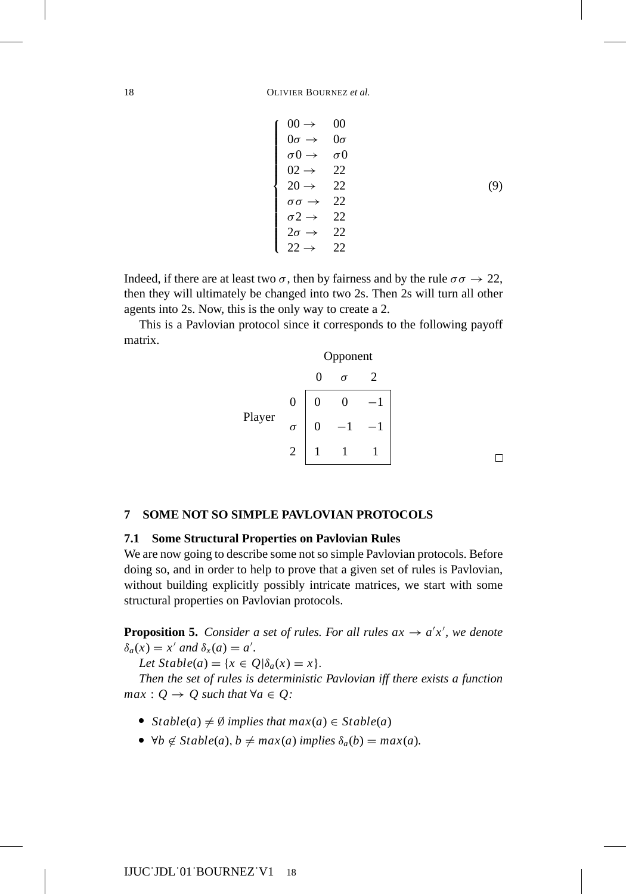$$
\begin{cases}
00 \rightarrow & 00 \\
0\sigma \rightarrow & 0\sigma \\
\sigma 0 \rightarrow & \sigma 0 \\
02 \rightarrow & 22 \\
20 \rightarrow & 22 \\
\sigma\sigma \rightarrow & 22 \\
\sigma 2 \rightarrow & 22 \\
2\sigma \rightarrow & 22 \\
22 \rightarrow & 22
\end{cases}
\tag{9}
$$

Indeed, if there are at least two $\sigma$, then by fairness and by the rule $\sigma\sigma \rightarrow 22$, then they will ultimately be changed into two 2s. Then 2s will turn all other agents into 2s. Now, this is the only way to create a 2.

This is a Pavlovian protocol since it corresponds to the following payoff matrix.

| Player \ Opponent | $0$ | $\sigma$ | $2$ |
|---|---|---|---|
| $0$ | $0$ | $0$ | $-1$ |
| $\sigma$ | $0$ | $-1$ | $-1$ |
| $2$ | $1$ | $1$ | $1$ |

□

## 7 SOME NOT SO SIMPLE PAVLOVIAN PROTOCOLS

### 7.1 Some Structural Properties on Pavlovian Rules

We are now going to describe some not so simple Pavlovian protocols. Before doing so, and in order to help to prove that a given set of rules is Pavlovian, without building explicitly possibly intricate matrices, we start with some structural properties on Pavlovian protocols.

**Proposition 5.** *Consider a set of rules. For all rules $ax \rightarrow a'x'$, we denote $\delta_a(x) = x'$ and $\delta_x(a) = a'$.*

*Let $Stable(a) = \{x \in Q | \delta_a(x) = x\}$.*

*Then the set of rules is deterministic Pavlovian iff there exists a function $max : Q \rightarrow Q$ such that $\forall a \in Q$:*

- *$Stable(a) \neq \emptyset$ implies that $max(a) \in Stable(a)$*
- *$\forall b \notin Stable(a)$, $b \neq max(a)$ implies $\delta_a(b) = max(a)$.*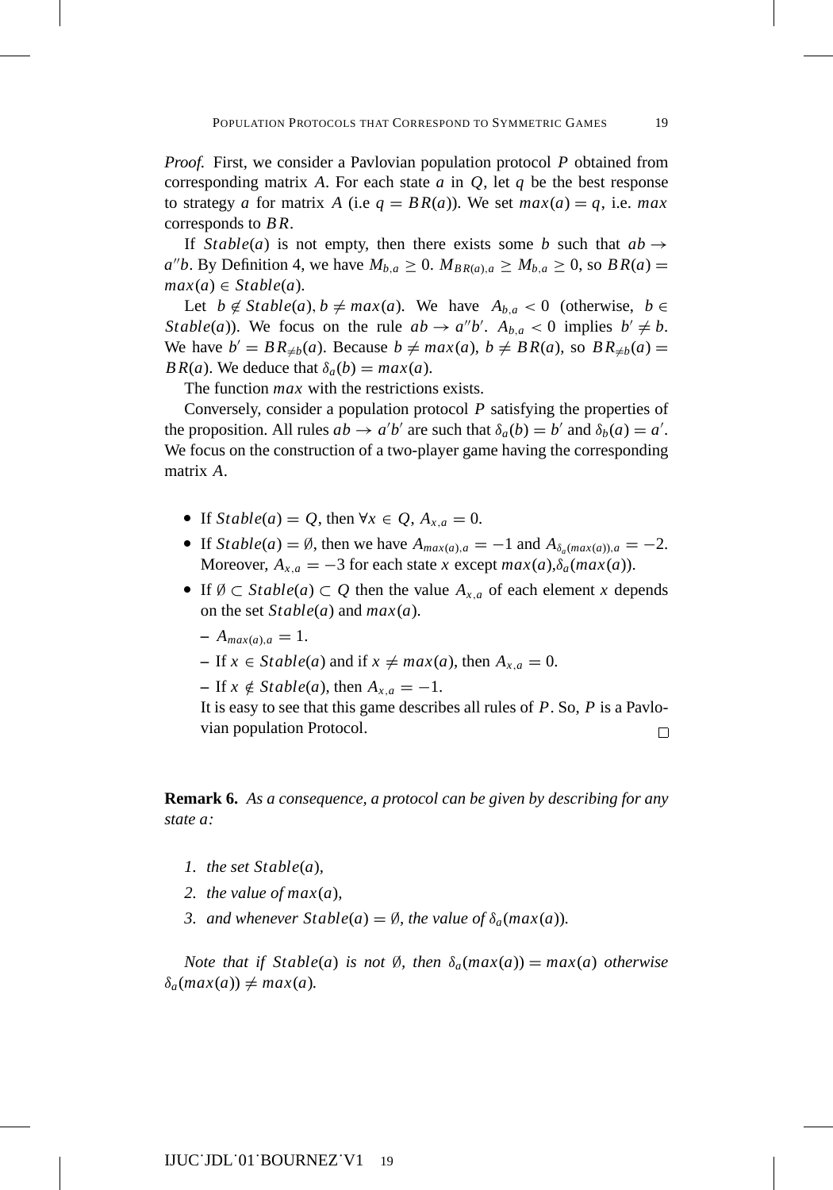*Proof.* First, we consider a Pavlovian population protocol $P$ obtained from corresponding matrix $A$. For each state $a$ in $Q$, let $q$ be the best response to strategy $a$ for matrix $A$ (i.e $q = BR(a)$). We set $max(a) = q$, i.e. $max$ corresponds to $BR$.

If $Stable(a)$ is not empty, then there exists some $b$ such that $ab \rightarrow a''b$. By Definition 4, we have $M_{b,a} \geq 0$. $M_{BR(a),a} \geq M_{b,a} \geq 0$, so $BR(a) = max(a) \in Stable(a)$.

Let $b \notin Stable(a), b \neq max(a)$. We have $A_{b,a} < 0$ (otherwise, $b \in Stable(a)$). We focus on the rule $ab \rightarrow a''b'$. $A_{b,a} < 0$ implies $b' \neq b$. We have $b' = BR_{\neq b}(a)$. Because $b \neq max(a)$, $b \neq BR(a)$, so $BR_{\neq b}(a) = BR(a)$. We deduce that $\delta_a(b) = max(a)$.

The function $max$ with the restrictions exists.

Conversely, consider a population protocol $P$ satisfying the properties of the proposition. All rules $ab \rightarrow a'b'$ are such that $\delta_a(b) = b'$ and $\delta_b(a) = a'$. We focus on the construction of a two-player game having the corresponding matrix $A$.

- If $Stable(a) = Q$, then $\forall x \in Q$, $A_{x,a} = 0$.
- If $Stable(a) = \emptyset$, then we have $A_{max(a),a} = -1$ and $A_{\delta_a(max(a)),a} = -2$. Moreover, $A_{x,a} = -3$ for each state $x$ except $max(a)$,$\delta_a(max(a))$.
- If $\emptyset \subset Stable(a) \subset Q$ then the value $A_{x,a}$ of each element $x$ depends on the set $Stable(a)$ and $max(a)$.
  - $A_{max(a),a} = 1$.
  - If $x \in Stable(a)$ and if $x \neq max(a)$, then $A_{x,a} = 0$.
  - If $x \notin Stable(a)$, then $A_{x,a} = -1$.

  It is easy to see that this game describes all rules of $P$. So, $P$ is a Pavlovian population Protocol. □

**Remark 6.** *As a consequence, a protocol can be given by describing for any state $a$:*

1. *the set $Stable(a)$,*
2. *the value of $max(a)$,*
3. *and whenever $Stable(a) = \emptyset$, the value of $\delta_a(max(a))$.*

*Note that if $Stable(a)$ is not $\emptyset$, then $\delta_a(max(a)) = max(a)$ otherwise $\delta_a(max(a)) \neq max(a)$.*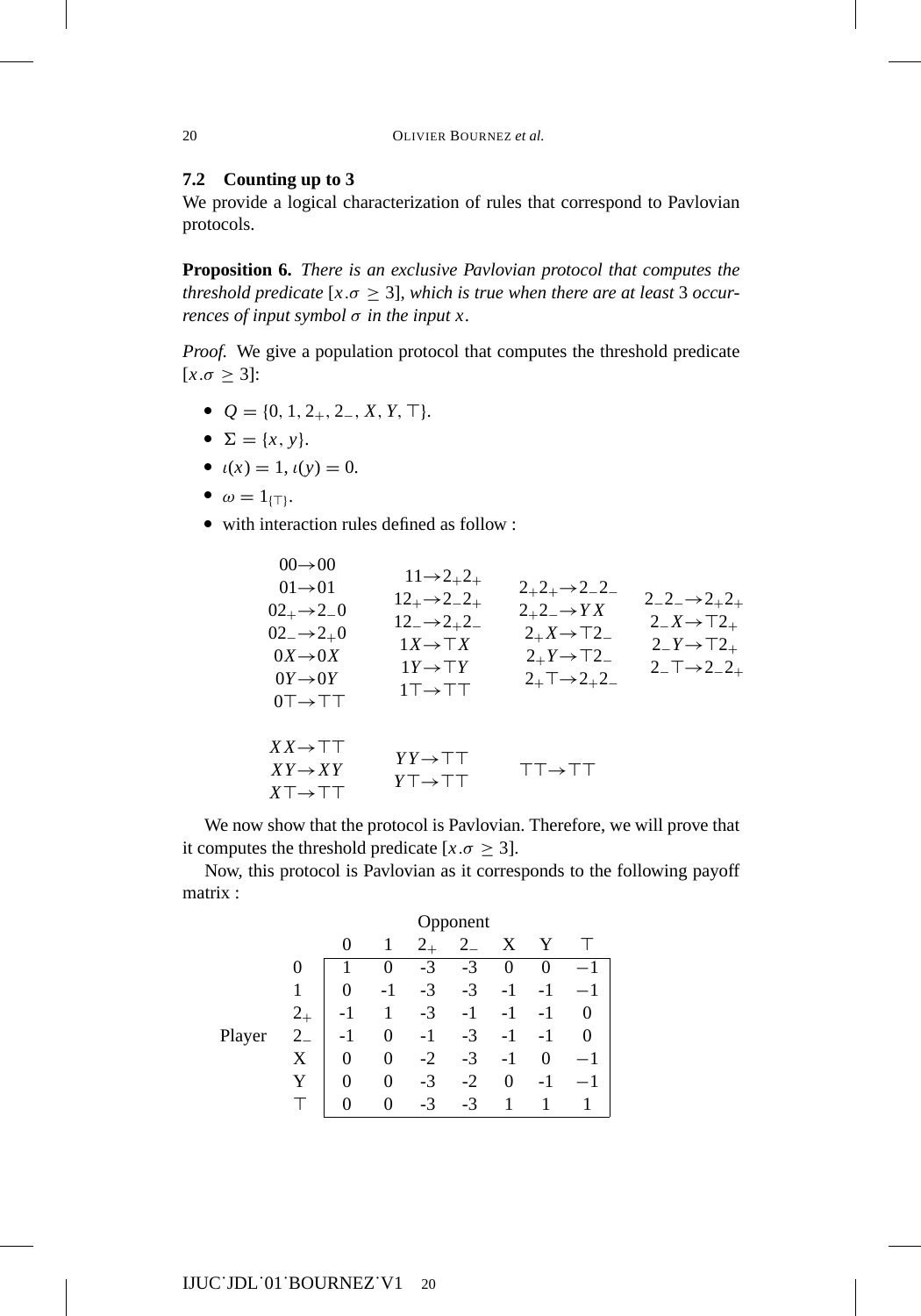### 7.2 Counting up to 3

We provide a logical characterization of rules that correspond to Pavlovian protocols.

**Proposition 6.** *There is an exclusive Pavlovian protocol that computes the threshold predicate* $[x.\sigma \geq 3]$, *which is true when there are at least* 3 *occurrences of input symbol* $\sigma$ *in the input* $x$.

*Proof.* We give a population protocol that computes the threshold predicate $[x.\sigma \geq 3]$:

- $Q = \{0, 1, 2_+, 2_-, X, Y, \top\}$.
- $\Sigma = \{x, y\}$.
- $\iota(x) = 1$, $\iota(y) = 0$.
- $\omega = 1_{\{\top\}}$.
- with interaction rules defined as follow :

$$
\begin{array}{cccc}
00 \to 00 & 11 \to 2_+2_+ & 2_+2_+ \to 2_-2_- & 2_-2_- \to 2_+2_+ \\
01 \to 01 & 12_+ \to 2_-2_+ & 2_+2_- \to YX & 2_-X \to \top 2_+ \\
02_+ \to 2_-0 & 12_- \to 2_+2_- & 2_+X \to \top 2_- & 2_-Y \to \top 2_+ \\
02_- \to 2_+0 & 1X \to \top X & 2_+Y \to \top 2_- & 2_-\top \to 2_-2_+ \\
0X \to 0X & 1Y \to \top Y & 2_+\top \to 2_+2_- & \\
0Y \to 0Y & 1\top \to \top\top & & \\
0\top \to \top\top & & & \\
 & & & \\
XX \to \top\top & YY \to \top\top & \top\top \to \top\top & \\
XY \to XY & Y\top \to \top\top & & \\
X\top \to \top\top & & &
\end{array}
$$

We now show that the protocol is Pavlovian. Therefore, we will prove that it computes the threshold predicate $[x.\sigma \geq 3]$.

Now, this protocol is Pavlovian as it corresponds to the following payoff matrix :

| | | Opponent | | | | | | |
|---|---|---|---|---|---|---|---|---|
| | | 0 | 1 | $2_+$ | $2_-$ | X | Y | $\top$ |
| Player | 0 | 1 | 0 | -3 | -3 | 0 | 0 | $-1$ |
| | 1 | 0 | -1 | -3 | -3 | -1 | -1 | $-1$ |
| | $2_+$ | -1 | 1 | -3 | -1 | -1 | -1 | 0 |
| | $2_-$ | -1 | 0 | -1 | -3 | -1 | -1 | 0 |
| | X | 0 | 0 | -2 | -3 | -1 | 0 | $-1$ |
| | Y | 0 | 0 | -3 | -2 | 0 | -1 | $-1$ |
| | $\top$ | 0 | 0 | -3 | -3 | 1 | 1 | 1 |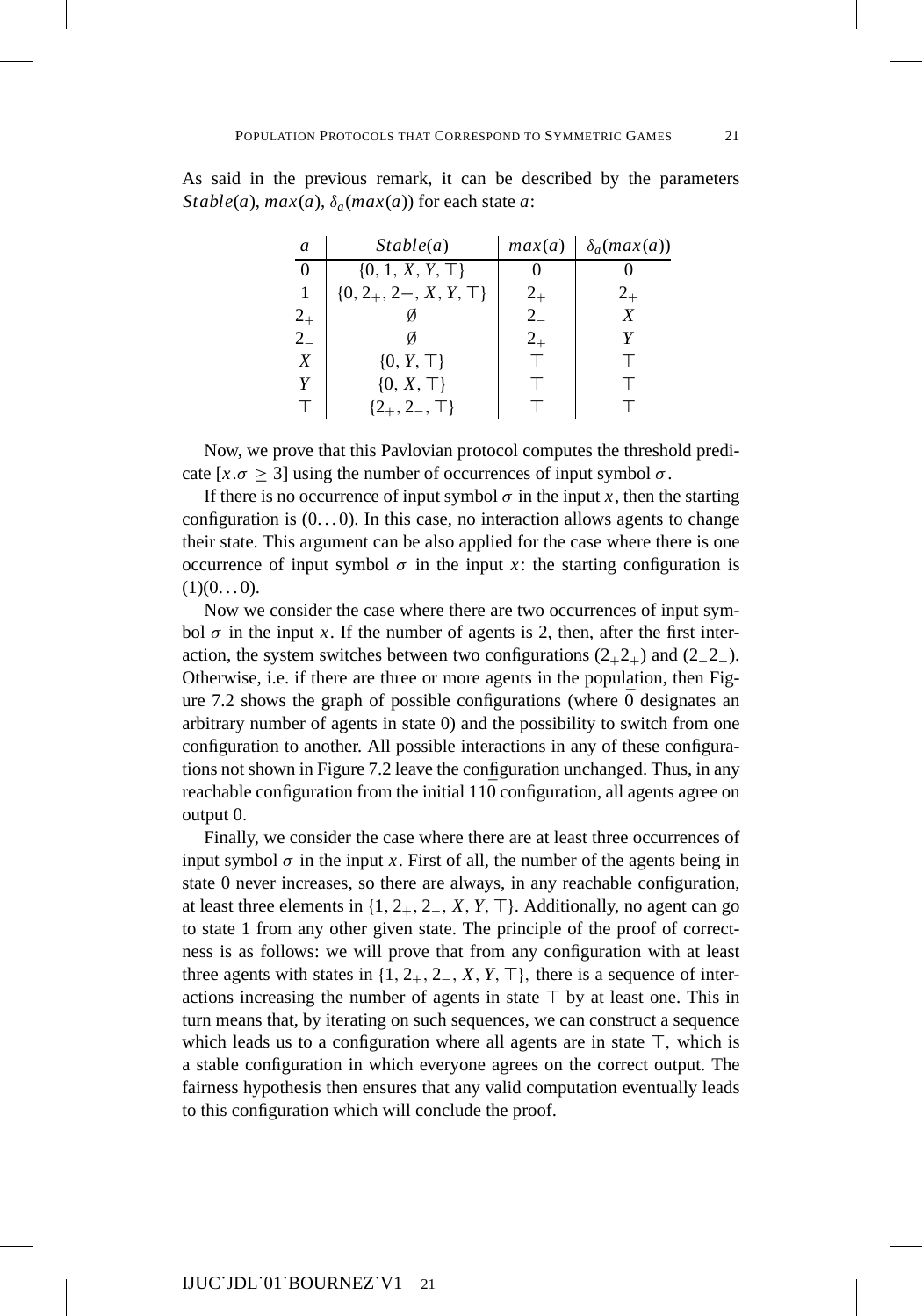As said in the previous remark, it can be described by the parameters $Stable(a)$, $max(a)$, $\delta_a(max(a))$ for each state $a$:

| $a$ | $Stable(a)$ | $max(a)$ | $\delta_a(max(a))$ |
|---|---|---|---|
| 0 | $\{0, 1, X, Y, \top\}$ | 0 | 0 |
| 1 | $\{0, 2_+, 2-, X, Y, \top\}$ | $2_+$ | $2_+$ |
| $2_+$ | $\emptyset$ | $2_-$ | $X$ |
| $2_-$ | $\emptyset$ | $2_+$ | $Y$ |
| $X$ | $\{0, Y, \top\}$ | $\top$ | $\top$ |
| $Y$ | $\{0, X, \top\}$ | $\top$ | $\top$ |
| $\top$ | $\{2_+, 2_-, \top\}$ | $\top$ | $\top$ |

Now, we prove that this Pavlovian protocol computes the threshold predicate $[x.\sigma \geq 3]$ using the number of occurrences of input symbol $\sigma$.

If there is no occurrence of input symbol $\sigma$ in the input $x$, then the starting configuration is $(0\ldots0)$. In this case, no interaction allows agents to change their state. This argument can be also applied for the case where there is one occurrence of input symbol $\sigma$ in the input $x$: the starting configuration is $(1)(0\ldots0)$.

Now we consider the case where there are two occurrences of input symbol $\sigma$ in the input $x$. If the number of agents is 2, then, after the first interaction, the system switches between two configurations $(2_+2_+)$ and $(2_-2_-)$. Otherwise, i.e. if there are three or more agents in the population, then Figure 7.2 shows the graph of possible configurations (where $\overline{0}$ designates an arbitrary number of agents in state 0) and the possibility to switch from one configuration to another. All possible interactions in any of these configurations not shown in Figure 7.2 leave the configuration unchanged. Thus, in any reachable configuration from the initial $11\overline{0}$ configuration, all agents agree on output 0.

Finally, we consider the case where there are at least three occurrences of input symbol $\sigma$ in the input $x$. First of all, the number of the agents being in state 0 never increases, so there are always, in any reachable configuration, at least three elements in $\{1, 2_+, 2_-, X, Y, \top\}$. Additionally, no agent can go to state 1 from any other given state. The principle of the proof of correctness is as follows: we will prove that from any configuration with at least three agents with states in $\{1, 2_+, 2_-, X, Y, \top\}$, there is a sequence of interactions increasing the number of agents in state $\top$ by at least one. This in turn means that, by iterating on such sequences, we can construct a sequence which leads us to a configuration where all agents are in state $\top$, which is a stable configuration in which everyone agrees on the correct output. The fairness hypothesis then ensures that any valid computation eventually leads to this configuration which will conclude the proof.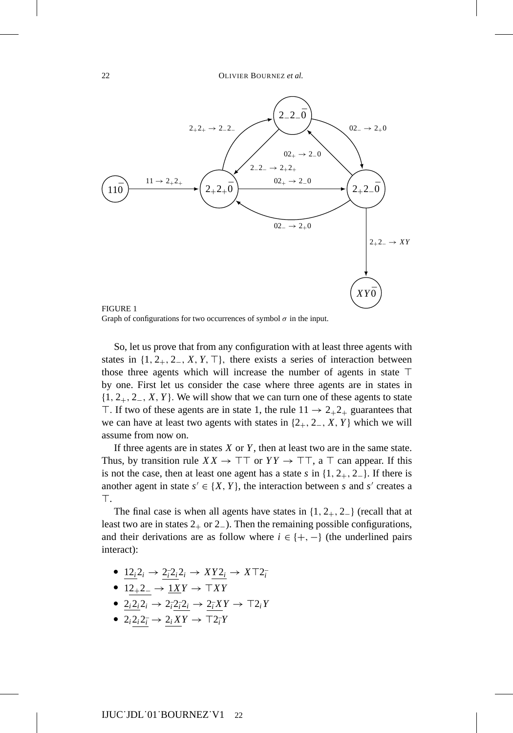FIGURE 1
Graph of configurations for two occurrences of symbol $\sigma$ in the input.

So, let us prove that from any configuration with at least three agents with states in $\{1, 2_+, 2_-, X, Y, \top\}$, there exists a series of interaction between those three agents which will increase the number of agents in state $\top$ by one. First let us consider the case where three agents are in states in $\{1, 2_+, 2_-, X, Y\}$. We will show that we can turn one of these agents to state $\top$. If two of these agents are in state 1, the rule $11 \to 2_+2_+$ guarantees that we can have at least two agents with states in $\{2_+, 2_-, X, Y\}$ which we will assume from now on.

If three agents are in states $X$ or $Y$, then at least two are in the same state. Thus, by transition rule $XX \to \top\top$ or $YY \to \top\top$, a $\top$ can appear. If this is not the case, then at least one agent has a state $s$ in $\{1, 2_+, 2_-\}$. If there is another agent in state $s' \in \{X, Y\}$, the interaction between $s$ and $s'$ creates a $\top$.

The final case is when all agents have states in $\{1, 2_+, 2_-\}$ (recall that at least two are in states $2_+$ or $2_-$). Then the remaining possible configurations, and their derivations are as follow where $i \in \{+, -\}$ (the underlined pairs interact):

- $\underline{12_i}2_i \to \underline{2_{\bar{i}}2_i}2_i \to X\underline{Y2_i} \to X\top 2_{\bar{i}}$
- $1\underline{2_+2_-} \to \underline{1X}Y \to \top XY$
- $\underline{2_i2_i}2_i \to 2_{\bar{i}}\underline{2_{\bar{i}}2_i} \to \underline{2_{\bar{i}}X}Y \to \top 2_i Y$
- $2_i\underline{2_i2_{\bar{i}}} \to \underline{2_iX}Y \to \top 2_{\bar{i}} Y$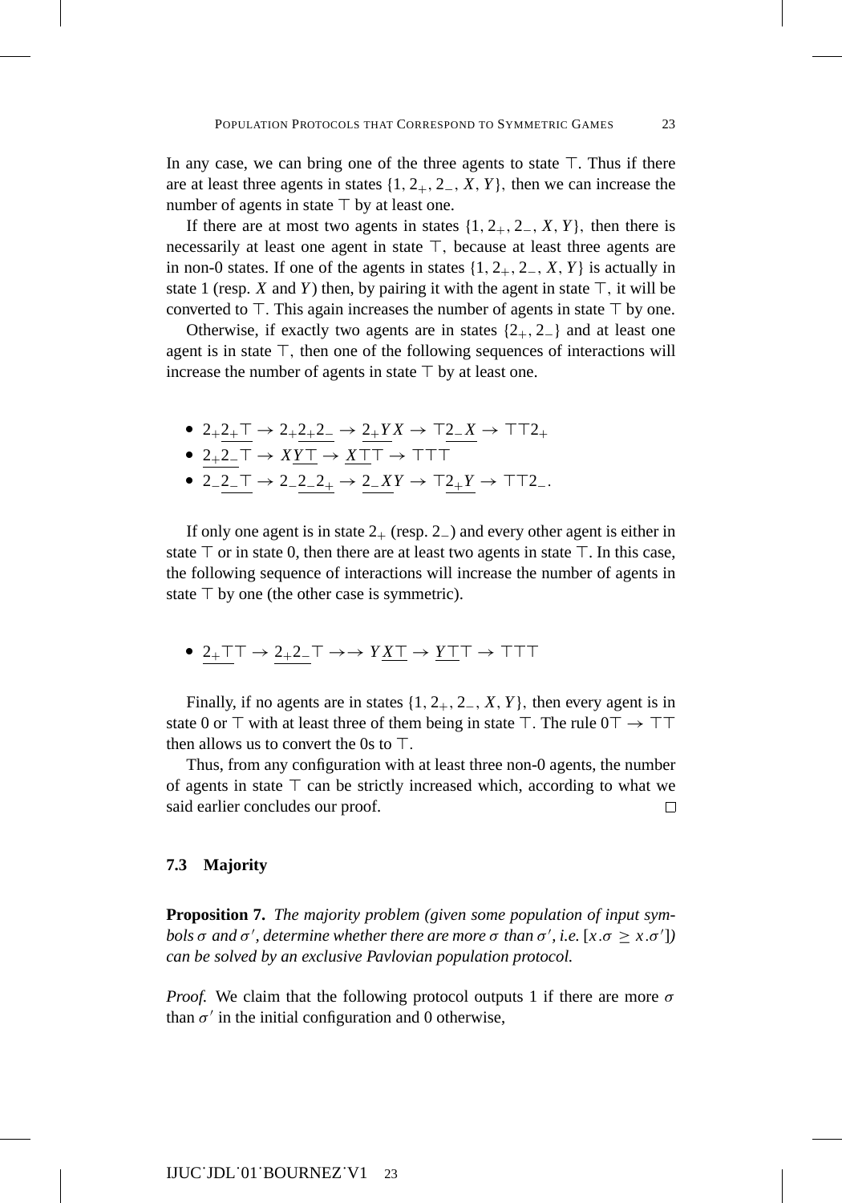In any case, we can bring one of the three agents to state $\top$. Thus if there are at least three agents in states $\{1, 2_+, 2_-, X, Y\}$, then we can increase the number of agents in state $\top$ by at least one.

If there are at most two agents in states $\{1, 2_+, 2_-, X, Y\}$, then there is necessarily at least one agent in state $\top$, because at least three agents are in non-0 states. If one of the agents in states $\{1, 2_+, 2_-, X, Y\}$ is actually in state 1 (resp. $X$ and $Y$) then, by pairing it with the agent in state $\top$, it will be converted to $\top$. This again increases the number of agents in state $\top$ by one.

Otherwise, if exactly two agents are in states $\{2_+, 2_-\}$ and at least one agent is in state $\top$, then one of the following sequences of interactions will increase the number of agents in state $\top$ by at least one.

- $2_+\underline{2_+\top} \to 2_+\underline{2_+2_-} \to \underline{2_+Y}X \to \top\underline{2_-X} \to \top\top 2_+$
- $\underline{2_+2_-}\top \to X\underline{Y\top} \to \underline{X\top}\top \to \top\top\top$
- $2_-\underline{2_-\top} \to 2_-\underline{2_-2_+} \to \underline{2_-X}Y \to \top\underline{2_+Y} \to \top\top 2_-$.

If only one agent is in state $2_+$ (resp. $2_-$) and every other agent is either in state $\top$ or in state 0, then there are at least two agents in state $\top$. In this case, the following sequence of interactions will increase the number of agents in state $\top$ by one (the other case is symmetric).

- $\underline{2_+\top}\top \to \underline{2_+2_-}\top \to\to Y\underline{X\top} \to \underline{Y\top}\top \to \top\top\top$

Finally, if no agents are in states $\{1, 2_+, 2_-, X, Y\}$, then every agent is in state 0 or $\top$ with at least three of them being in state $\top$. The rule $0\top \to \top\top$ then allows us to convert the 0s to $\top$.

Thus, from any configuration with at least three non-0 agents, the number of agents in state $\top$ can be strictly increased which, according to what we said earlier concludes our proof. $\square$

### 7.3 Majority

**Proposition 7.** *The majority problem (given some population of input symbols $\sigma$ and $\sigma'$, determine whether there are more $\sigma$ than $\sigma'$, i.e. $[x.\sigma \geq x.\sigma']$) can be solved by an exclusive Pavlovian population protocol.*

*Proof.* We claim that the following protocol outputs 1 if there are more $\sigma$ than $\sigma'$ in the initial configuration and 0 otherwise,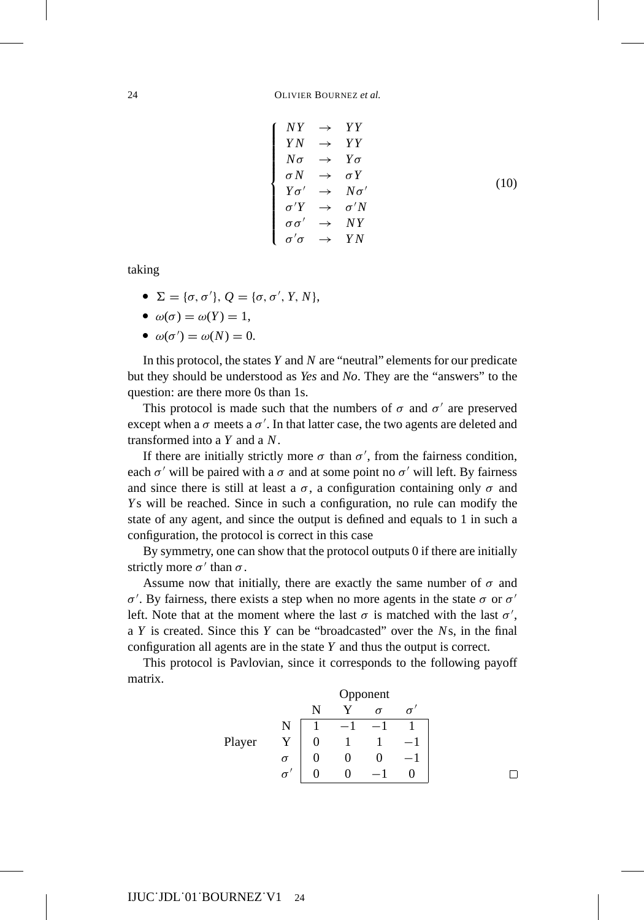$$\begin{cases} NY & \rightarrow & YY \\ YN & \rightarrow & YY \\ N\sigma & \rightarrow & Y\sigma \\ \sigma N & \rightarrow & \sigma Y \\ Y\sigma' & \rightarrow & N\sigma' \\ \sigma' Y & \rightarrow & \sigma' N \\ \sigma\sigma' & \rightarrow & NY \\ \sigma'\sigma & \rightarrow & YN \end{cases} \tag{10}$$

taking

- $\Sigma = \{\sigma, \sigma'\}$, $Q = \{\sigma, \sigma', Y, N\}$,
- $\omega(\sigma) = \omega(Y) = 1$,
- $\omega(\sigma') = \omega(N) = 0$.

In this protocol, the states $Y$ and $N$ are "neutral" elements for our predicate but they should be understood as *Yes* and *No*. They are the "answers" to the question: are there more 0s than 1s.

This protocol is made such that the numbers of $\sigma$ and $\sigma'$ are preserved except when a $\sigma$ meets a $\sigma'$. In that latter case, the two agents are deleted and transformed into a $Y$ and a $N$.

If there are initially strictly more $\sigma$ than $\sigma'$, from the fairness condition, each $\sigma'$ will be paired with a $\sigma$ and at some point no $\sigma'$ will left. By fairness and since there is still at least a $\sigma$, a configuration containing only $\sigma$ and $Y$s will be reached. Since in such a configuration, no rule can modify the state of any agent, and since the output is defined and equals to 1 in such a configuration, the protocol is correct in this case

By symmetry, one can show that the protocol outputs 0 if there are initially strictly more $\sigma'$ than $\sigma$.

Assume now that initially, there are exactly the same number of $\sigma$ and $\sigma'$. By fairness, there exists a step when no more agents in the state $\sigma$ or $\sigma'$ left. Note that at the moment where the last $\sigma$ is matched with the last $\sigma'$, a $Y$ is created. Since this $Y$ can be "broadcasted" over the $N$s, in the final configuration all agents are in the state $Y$ and thus the output is correct.

This protocol is Pavlovian, since it corresponds to the following payoff matrix.

| | | Opponent | | | |
|---|---|---|---|---|---|
| | | N | Y | $\sigma$ | $\sigma'$ |
| Player | N | 1 | $-1$ | $-1$ | 1 |
| | Y | 0 | 1 | 1 | $-1$ |
| | $\sigma$ | 0 | 0 | 0 | $-1$ |
| | $\sigma'$ | 0 | 0 | $-1$ | 0 |

□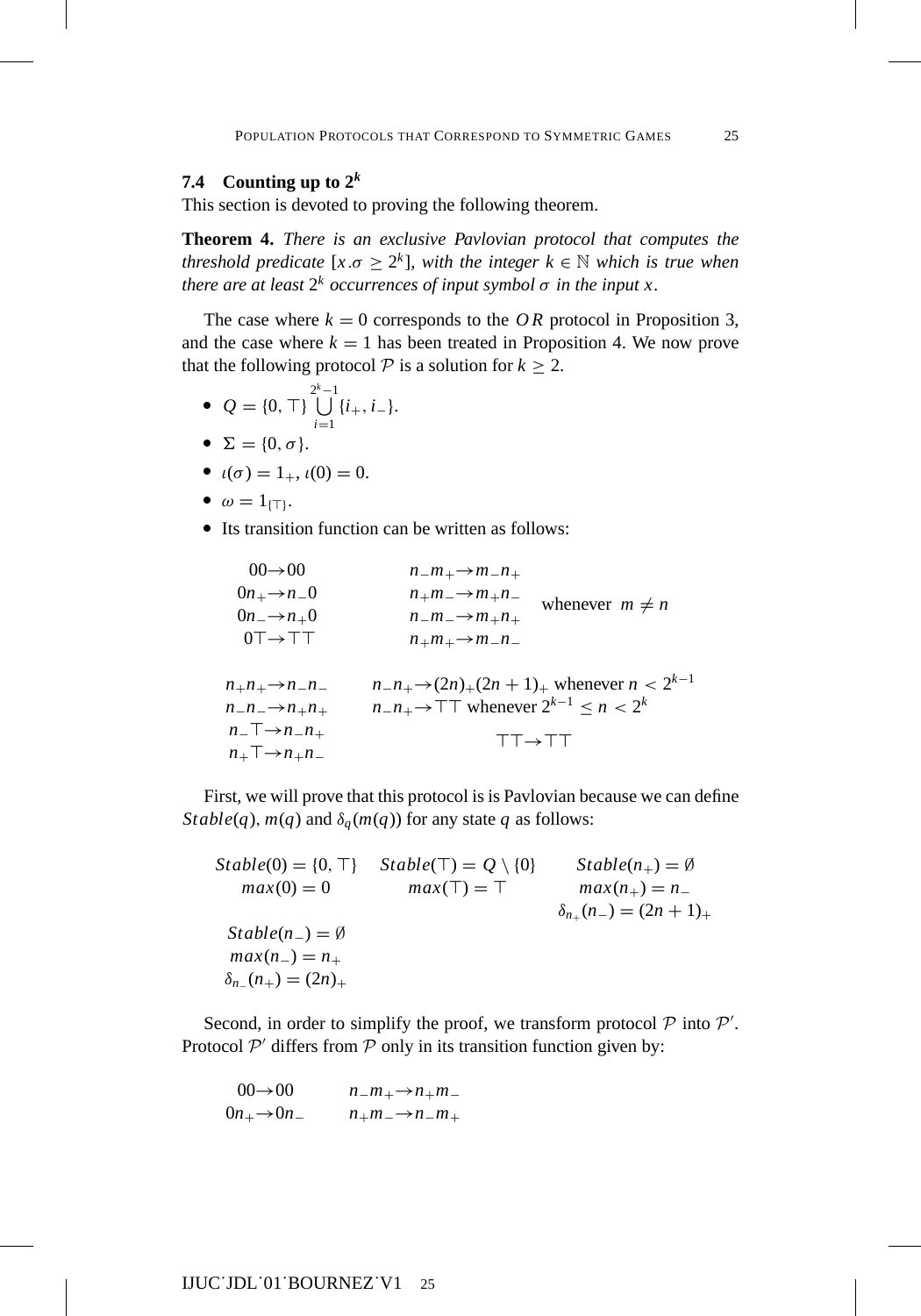### 7.4 Counting up to $2^k$

This section is devoted to proving the following theorem.

**Theorem 4.** *There is an exclusive Pavlovian protocol that computes the threshold predicate $[x.\sigma \geq 2^k]$, with the integer $k \in \mathbb{N}$ which is true when there are at least $2^k$ occurrences of input symbol $\sigma$ in the input $x$.*

The case where $k = 0$ corresponds to the $OR$ protocol in Proposition 3, and the case where $k = 1$ has been treated in Proposition 4. We now prove that the following protocol $\mathcal{P}$ is a solution for $k \geq 2$.

- $Q = \{0, \top\} \bigcup_{i=1}^{2^k-1} \{i_+, i_-\}$.
- $\Sigma = \{0, \sigma\}$.
- $\iota(\sigma) = 1_+$, $\iota(0) = 0$.
- $\omega = 1_{\{\top\}}$.
- Its transition function can be written as follows:

$$
\begin{array}{llr}
00 \rightarrow 00 & n_-m_+ \rightarrow m_-n_+ & \\
0n_+ \rightarrow n_-0 & n_+m_- \rightarrow m_+n_- & \text{whenever } m \neq n \\
0n_- \rightarrow n_+0 & n_-m_- \rightarrow m_+n_+ & \\
0\top \rightarrow \top\top & n_+m_+ \rightarrow m_-n_- &
\end{array}
$$

$$
\begin{array}{ll}
n_+n_+ \rightarrow n_-n_- & n_-n_+ \rightarrow (2n)_+(2n+1)_+ \text{ whenever } n < 2^{k-1} \\
n_-n_- \rightarrow n_+n_+ & n_-n_+ \rightarrow \top\top \text{ whenever } 2^{k-1} \leq n < 2^k \\
n_-\top \rightarrow n_-n_+ & \top\top \rightarrow \top\top \\
n_+\top \rightarrow n_+n_- &
\end{array}
$$

First, we will prove that this protocol is is Pavlovian because we can define $Stable(q)$, $m(q)$ and $\delta_q(m(q))$ for any state $q$ as follows:

$$
\begin{array}{lll}
Stable(0) = \{0, \top\} & Stable(\top) = Q \setminus \{0\} & Stable(n_+) = \emptyset \\
max(0) = 0 & max(\top) = \top & max(n_+) = n_- \\
 & & \delta_{n_+}(n_-) = (2n+1)_+ \\
Stable(n_-) = \emptyset & & \\
max(n_-) = n_+ & & \\
\delta_{n_-}(n_+) = (2n)_+ & &
\end{array}
$$

Second, in order to simplify the proof, we transform protocol $\mathcal{P}$ into $\mathcal{P}'$. Protocol $\mathcal{P}'$ differs from $\mathcal{P}$ only in its transition function given by:

$$
\begin{array}{ll}
00 \rightarrow 00 & n_-m_+ \rightarrow n_+m_- \\
0n_+ \rightarrow 0n_- & n_+m_- \rightarrow n_-m_+
\end{array}
$$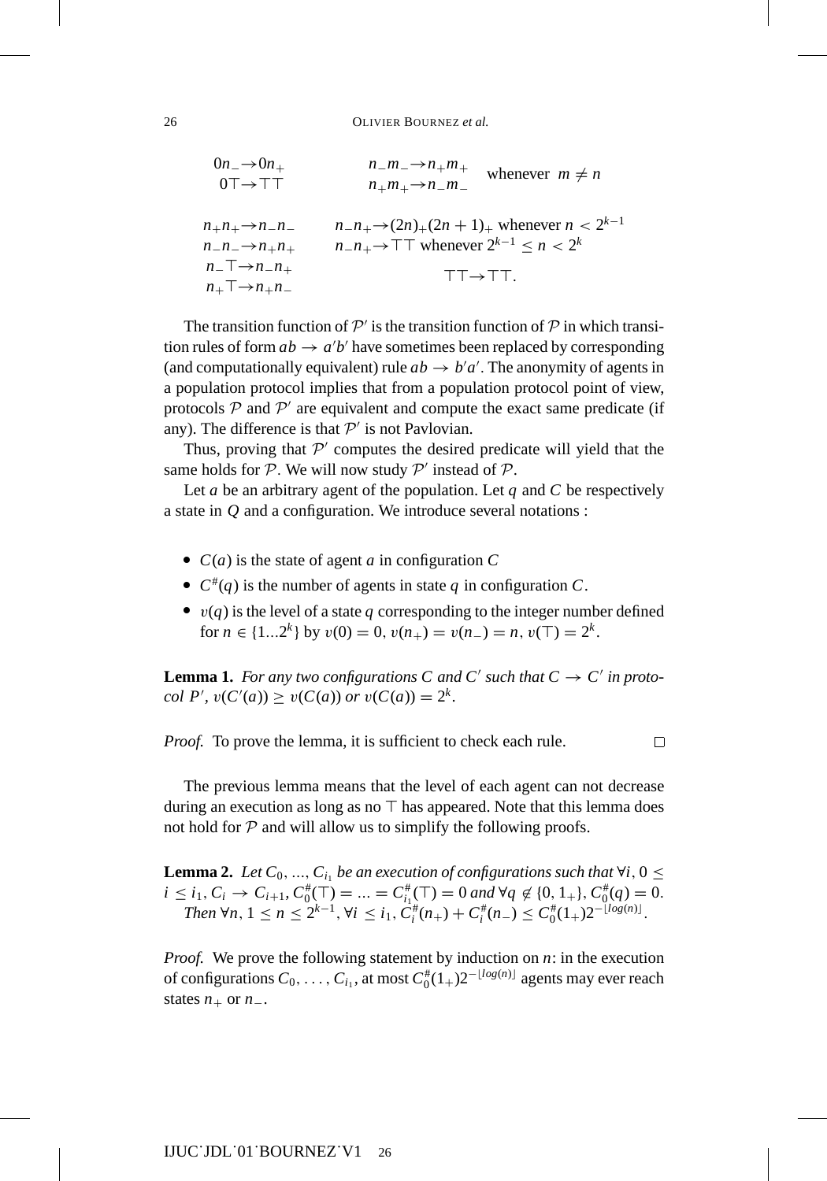$$
\begin{array}{ll}
0n_- \to 0n_+ & n_-m_- \to n_+m_+ \\
0\top \to \top\top & n_+m_+ \to n_-m_-
\end{array}
\quad \text{whenever } m \neq n
$$

$$
\begin{array}{ll}
n_+n_+ \to n_-n_- & n_-n_+ \to (2n)_+(2n+1)_+ \text{ whenever } n < 2^{k-1} \\
n_-n_- \to n_+n_+ & n_-n_+ \to \top\top \text{ whenever } 2^{k-1} \leq n < 2^k \\
n_-\top \to n_-n_+ & \\
n_+\top \to n_+n_- & \top\top \to \top\top.
\end{array}
$$

The transition function of $\mathcal{P}'$ is the transition function of $\mathcal{P}$ in which transition rules of form $ab \to a'b'$ have sometimes been replaced by corresponding (and computationally equivalent) rule $ab \to b'a'$. The anonymity of agents in a population protocol implies that from a population protocol point of view, protocols $\mathcal{P}$ and $\mathcal{P}'$ are equivalent and compute the exact same predicate (if any). The difference is that $\mathcal{P}'$ is not Pavlovian.

Thus, proving that $\mathcal{P}'$ computes the desired predicate will yield that the same holds for $\mathcal{P}$. We will now study $\mathcal{P}'$ instead of $\mathcal{P}$.

Let $a$ be an arbitrary agent of the population. Let $q$ and $C$ be respectively a state in $Q$ and a configuration. We introduce several notations :

- $C(a)$ is the state of agent $a$ in configuration $C$
- $C^{\#}(q)$ is the number of agents in state $q$ in configuration $C$.
- $\upsilon(q)$ is the level of a state $q$ corresponding to the integer number defined for $n \in \{1...2^k\}$ by $\upsilon(0) = 0$, $\upsilon(n_+) = \upsilon(n_-) = n$, $\upsilon(\top) = 2^k$.

**Lemma 1.** *For any two configurations $C$ and $C'$ such that $C \to C'$ in protocol $P'$, $\upsilon(C'(a)) \geq \upsilon(C(a))$ or $\upsilon(C(a)) = 2^k$.*

*Proof.* To prove the lemma, it is sufficient to check each rule. $\square$

The previous lemma means that the level of each agent can not decrease during an execution as long as no $\top$ has appeared. Note that this lemma does not hold for $\mathcal{P}$ and will allow us to simplify the following proofs.

**Lemma 2.** *Let $C_0, ..., C_{i_1}$ be an execution of configurations such that $\forall i, 0 \leq i \leq i_1, C_i \to C_{i+1}, C_0^{\#}(\top) = ... = C_{i_1}^{\#}(\top) = 0$ and $\forall q \notin \{0, 1_+\}, C_0^{\#}(q) = 0$. Then $\forall n, 1 \leq n \leq 2^{k-1}, \forall i \leq i_1, C_i^{\#}(n_+) + C_i^{\#}(n_-) \leq C_0^{\#}(1_+)2^{-\lfloor log(n) \rfloor}$.*

*Proof.* We prove the following statement by induction on $n$: in the execution of configurations $C_0, \ldots, C_{i_1}$, at most $C_0^{\#}(1_+)2^{-\lfloor log(n) \rfloor}$ agents may ever reach states $n_+$ or $n_-$.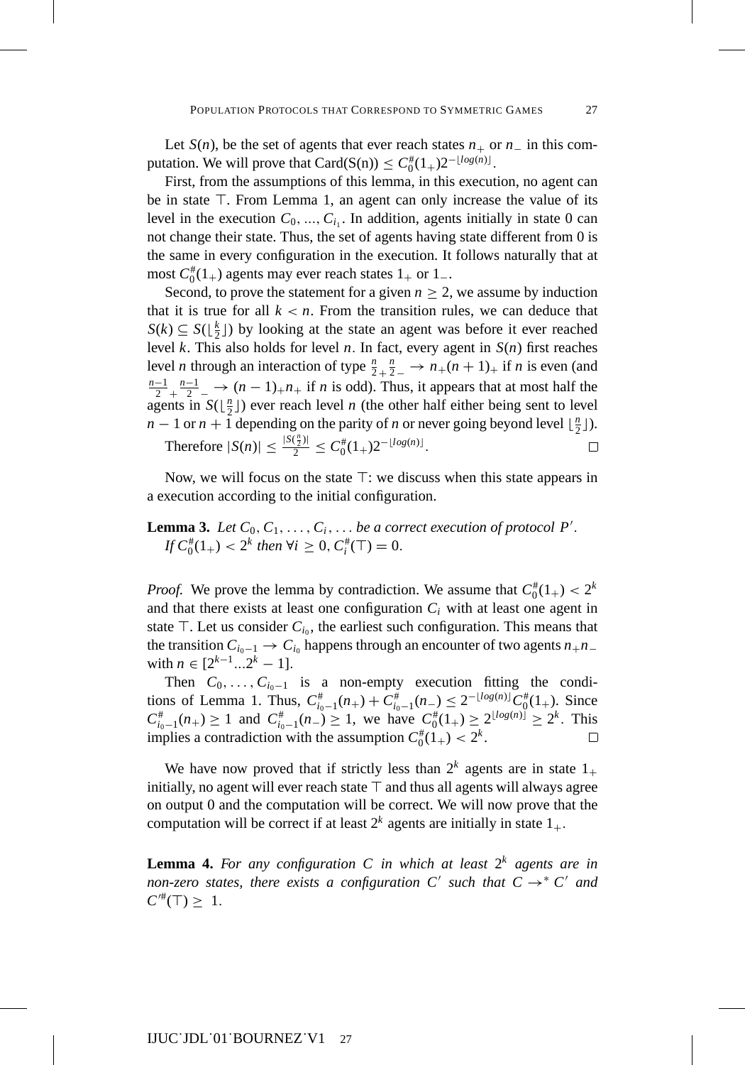Let $S(n)$, be the set of agents that ever reach states $n_+$ or $n_-$ in this computation. We will prove that $\text{Card}(S(n)) \leq C_0^{\#}(1_+)2^{-\lfloor log(n) \rfloor}$.

First, from the assumptions of this lemma, in this execution, no agent can be in state $\top$. From Lemma 1, an agent can only increase the value of its level in the execution $C_0, ..., C_{i_1}$. In addition, agents initially in state 0 can not change their state. Thus, the set of agents having state different from 0 is the same in every configuration in the execution. It follows naturally that at most $C_0^{\#}(1_+)$ agents may ever reach states $1_+$ or $1_-$.

Second, to prove the statement for a given $n \geq 2$, we assume by induction that it is true for all $k < n$. From the transition rules, we can deduce that $S(k) \subseteq S(\lfloor \frac{k}{2} \rfloor)$ by looking at the state an agent was before it ever reached level $k$. This also holds for level $n$. In fact, every agent in $S(n)$ first reaches level $n$ through an interaction of type $\frac{n}{2}_+\frac{n}{2}_- \to n_+(n+1)_+$ if $n$ is even (and $\frac{n-1}{2}_+\frac{n-1}{2}_- \to (n-1)_+n_+$ if $n$ is odd). Thus, it appears that at most half the agents in $S(\lfloor \frac{n}{2} \rfloor)$ ever reach level $n$ (the other half either being sent to level $n-1$ or $n+1$ depending on the parity of $n$ or never going beyond level $\lfloor \frac{n}{2} \rfloor$).

Therefore $|S(n)| \leq \frac{|S(\frac{n}{2})|}{2} \leq C_0^{\#}(1_+)2^{-\lfloor log(n) \rfloor}$. □

Now, we will focus on the state $\top$: we discuss when this state appears in a execution according to the initial configuration.

**Lemma 3.** *Let $C_0, C_1, \ldots, C_i, \ldots$ be a correct execution of protocol $P'$. If $C_0^{\#}(1_+) < 2^k$ then $\forall i \geq 0, C_i^{\#}(\top) = 0$.*

*Proof.* We prove the lemma by contradiction. We assume that $C_0^{\#}(1_+) < 2^k$ and that there exists at least one configuration $C_i$ with at least one agent in state $\top$. Let us consider $C_{i_0}$, the earliest such configuration. This means that the transition $C_{i_0-1} \to C_{i_0}$ happens through an encounter of two agents $n_+n_-$ with $n \in [2^{k-1}...2^k - 1]$.

Then $C_0, \ldots, C_{i_0-1}$ is a non-empty execution fitting the conditions of Lemma 1. Thus, $C_{i_0-1}^{\#}(n_+) + C_{i_0-1}^{\#}(n_-) \leq 2^{-\lfloor log(n) \rfloor}C_0^{\#}(1_+)$. Since $C_{i_0-1}^{\#}(n_+) \geq 1$ and $C_{i_0-1}^{\#}(n_-) \geq 1$, we have $C_0^{\#}(1_+) \geq 2^{\lfloor log(n) \rfloor} \geq 2^k$. This implies a contradiction with the assumption $C_0^{\#}(1_+) < 2^k$. □

We have now proved that if strictly less than $2^k$ agents are in state $1_+$ initially, no agent will ever reach state $\top$ and thus all agents will always agree on output 0 and the computation will be correct. We will now prove that the computation will be correct if at least $2^k$ agents are initially in state $1_+$.

**Lemma 4.** *For any configuration $C$ in which at least $2^k$ agents are in non-zero states, there exists a configuration $C'$ such that $C \to^* C'$ and $C'^{\#}(\top) \geq 1$.*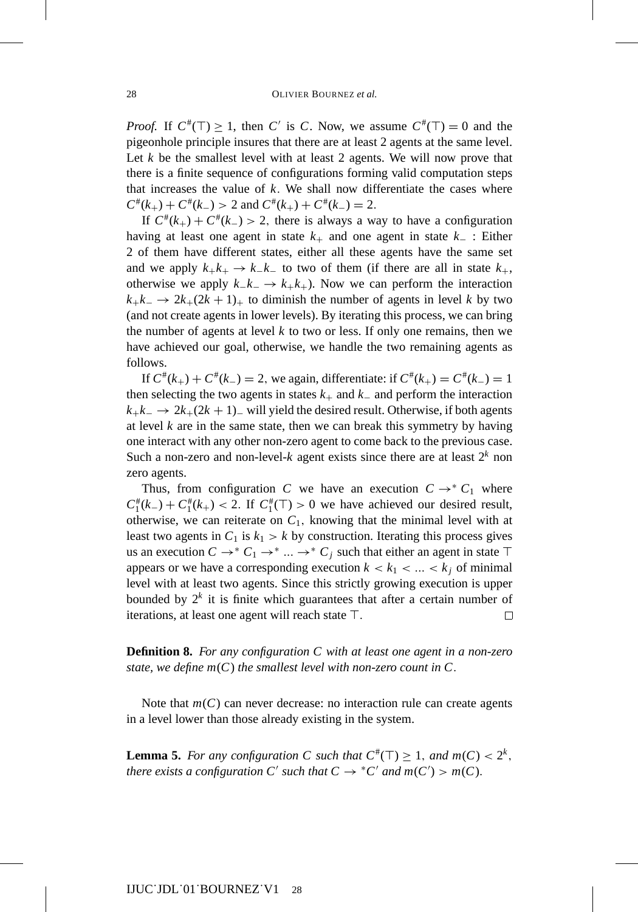*Proof.* If $C^{\#}(\top) \geq 1$, then $C'$ is $C$. Now, we assume $C^{\#}(\top) = 0$ and the pigeonhole principle insures that there are at least 2 agents at the same level. Let $k$ be the smallest level with at least 2 agents. We will now prove that there is a finite sequence of configurations forming valid computation steps that increases the value of $k$. We shall now differentiate the cases where $C^{\#}(k_+) + C^{\#}(k_-) > 2$ and $C^{\#}(k_+) + C^{\#}(k_-) = 2$.

If $C^{\#}(k_+) + C^{\#}(k_-) > 2$, there is always a way to have a configuration having at least one agent in state $k_+$ and one agent in state $k_-$ : Either 2 of them have different states, either all these agents have the same set and we apply $k_+k_+ \to k_-k_-$ to two of them (if there are all in state $k_+$, otherwise we apply $k_-k_- \to k_+k_+$). Now we can perform the interaction $k_+k_- \to 2k_+(2k+1)_+$ to diminish the number of agents in level $k$ by two (and not create agents in lower levels). By iterating this process, we can bring the number of agents at level $k$ to two or less. If only one remains, then we have achieved our goal, otherwise, we handle the two remaining agents as follows.

If $C^{\#}(k_+) + C^{\#}(k_-) = 2$, we again, differentiate: if $C^{\#}(k_+) = C^{\#}(k_-) = 1$ then selecting the two agents in states $k_+$ and $k_-$ and perform the interaction $k_+k_- \to 2k_+(2k+1)_-$ will yield the desired result. Otherwise, if both agents at level $k$ are in the same state, then we can break this symmetry by having one interact with any other non-zero agent to come back to the previous case. Such a non-zero and non-level-$k$ agent exists since there are at least $2^k$ non zero agents.

Thus, from configuration $C$ we have an execution $C \to^* C_1$ where $C_1^{\#}(k_-) + C_1^{\#}(k_+) < 2$. If $C_1^{\#}(\top) > 0$ we have achieved our desired result, otherwise, we can reiterate on $C_1$, knowing that the minimal level with at least two agents in $C_1$ is $k_1 > k$ by construction. Iterating this process gives us an execution $C \to^* C_1 \to^* ... \to^* C_j$ such that either an agent in state $\top$ appears or we have a corresponding execution $k < k_1 < ... < k_j$ of minimal level with at least two agents. Since this strictly growing execution is upper bounded by $2^k$ it is finite which guarantees that after a certain number of iterations, at least one agent will reach state $\top$. $\square$

**Definition 8.** *For any configuration $C$ with at least one agent in a non-zero state, we define $m(C)$ the smallest level with non-zero count in $C$.*

Note that $m(C)$ can never decrease: no interaction rule can create agents in a level lower than those already existing in the system.

**Lemma 5.** *For any configuration $C$ such that $C^{\#}(\top) \geq 1$, and $m(C) < 2^k$, there exists a configuration $C'$ such that $C \to {}^*C'$ and $m(C') > m(C)$.*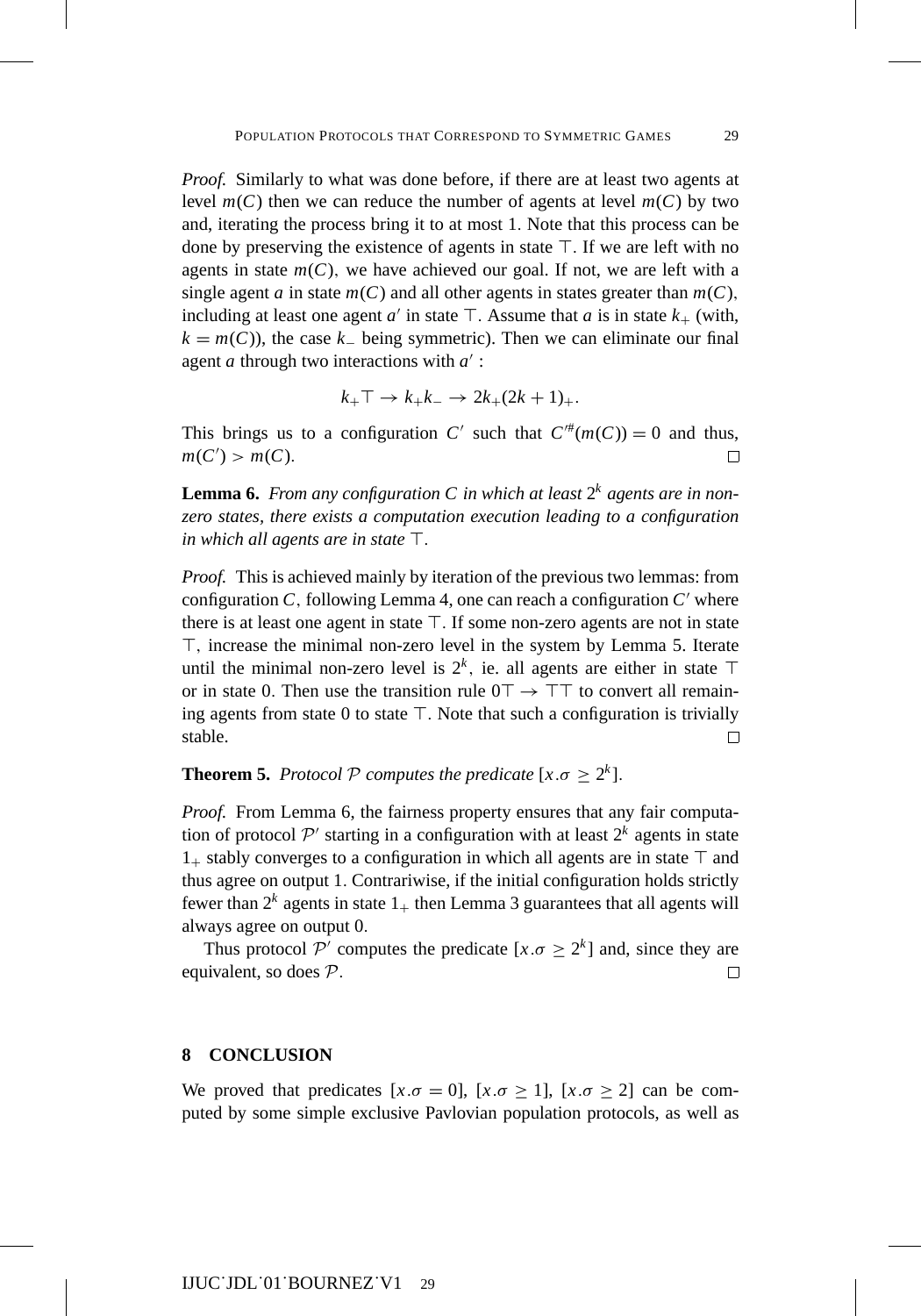*Proof.* Similarly to what was done before, if there are at least two agents at level $m(C)$ then we can reduce the number of agents at level $m(C)$ by two and, iterating the process bring it to at most 1. Note that this process can be done by preserving the existence of agents in state $\top$. If we are left with no agents in state $m(C)$, we have achieved our goal. If not, we are left with a single agent $a$ in state $m(C)$ and all other agents in states greater than $m(C)$, including at least one agent $a'$ in state $\top$. Assume that $a$ is in state $k_+$ (with, $k = m(C)$), the case $k_-$ being symmetric). Then we can eliminate our final agent $a$ through two interactions with $a'$ :

$$k_+\top \rightarrow k_+k_- \rightarrow 2k_+(2k+1)_+.$$

This brings us to a configuration $C'$ such that $C'^{\#}(m(C)) = 0$ and thus, $m(C') > m(C)$. □

**Lemma 6.** *From any configuration $C$ in which at least $2^k$ agents are in non-zero states, there exists a computation execution leading to a configuration in which all agents are in state $\top$.*

*Proof.* This is achieved mainly by iteration of the previous two lemmas: from configuration $C$, following Lemma 4, one can reach a configuration $C'$ where there is at least one agent in state $\top$. If some non-zero agents are not in state $\top$, increase the minimal non-zero level in the system by Lemma 5. Iterate until the minimal non-zero level is $2^k$, ie. all agents are either in state $\top$ or in state 0. Then use the transition rule $0\top \rightarrow \top\top$ to convert all remaining agents from state 0 to state $\top$. Note that such a configuration is trivially stable. □

**Theorem 5.** *Protocol $\mathcal{P}$ computes the predicate $[x.\sigma \geq 2^k]$.*

*Proof.* From Lemma 6, the fairness property ensures that any fair computation of protocol $\mathcal{P}'$ starting in a configuration with at least $2^k$ agents in state $1_+$ stably converges to a configuration in which all agents are in state $\top$ and thus agree on output 1. Contrariwise, if the initial configuration holds strictly fewer than $2^k$ agents in state $1_+$ then Lemma 3 guarantees that all agents will always agree on output 0.

Thus protocol $\mathcal{P}'$ computes the predicate $[x.\sigma \geq 2^k]$ and, since they are equivalent, so does $\mathcal{P}$. □

## 8 CONCLUSION

We proved that predicates $[x.\sigma = 0]$, $[x.\sigma \geq 1]$, $[x.\sigma \geq 2]$ can be computed by some simple exclusive Pavlovian population protocols, as well as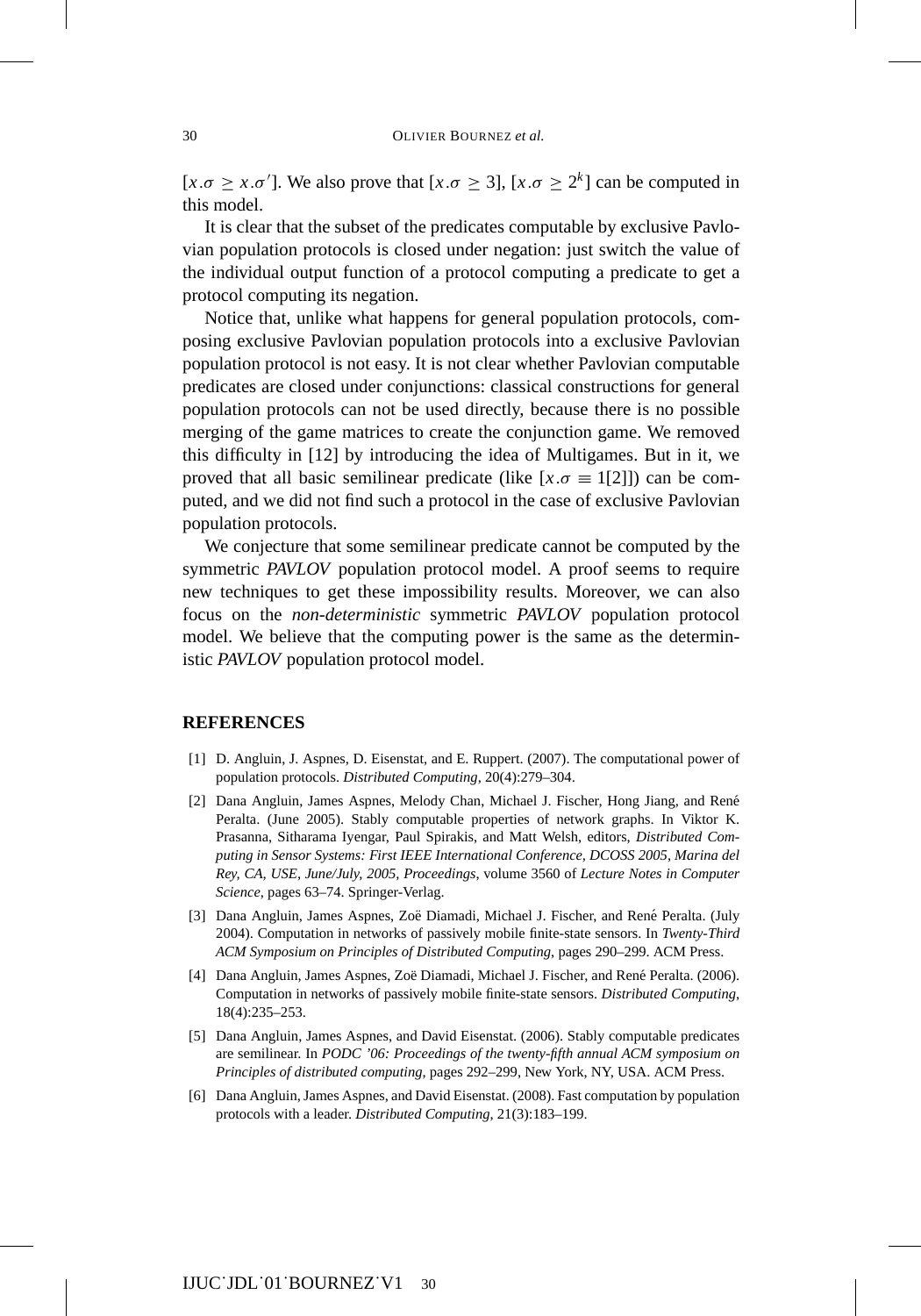$[x.\sigma \geq x.\sigma']$. We also prove that $[x.\sigma \geq 3]$, $[x.\sigma \geq 2^k]$ can be computed in this model.

It is clear that the subset of the predicates computable by exclusive Pavlovian population protocols is closed under negation: just switch the value of the individual output function of a protocol computing a predicate to get a protocol computing its negation.

Notice that, unlike what happens for general population protocols, composing exclusive Pavlovian population protocols into a exclusive Pavlovian population protocol is not easy. It is not clear whether Pavlovian computable predicates are closed under conjunctions: classical constructions for general population protocols can not be used directly, because there is no possible merging of the game matrices to create the conjunction game. We removed this difficulty in [12] by introducing the idea of Multigames. But in it, we proved that all basic semilinear predicate (like $[x.\sigma \equiv 1[2]]$) can be computed, and we did not find such a protocol in the case of exclusive Pavlovian population protocols.

We conjecture that some semilinear predicate cannot be computed by the symmetric *PAVLOV* population protocol model. A proof seems to require new techniques to get these impossibility results. Moreover, we can also focus on the *non-deterministic* symmetric *PAVLOV* population protocol model. We believe that the computing power is the same as the deterministic *PAVLOV* population protocol model.

## REFERENCES

[1] D. Angluin, J. Aspnes, D. Eisenstat, and E. Ruppert. (2007). The computational power of population protocols. *Distributed Computing*, 20(4):279–304.

[2] Dana Angluin, James Aspnes, Melody Chan, Michael J. Fischer, Hong Jiang, and René Peralta. (June 2005). Stably computable properties of network graphs. In Viktor K. Prasanna, Sitharama Iyengar, Paul Spirakis, and Matt Welsh, editors, *Distributed Computing in Sensor Systems: First IEEE International Conference, DCOSS 2005, Marina del Rey, CA, USE, June/July, 2005, Proceedings*, volume 3560 of *Lecture Notes in Computer Science*, pages 63–74. Springer-Verlag.

[3] Dana Angluin, James Aspnes, Zoë Diamadi, Michael J. Fischer, and René Peralta. (July 2004). Computation in networks of passively mobile finite-state sensors. In *Twenty-Third ACM Symposium on Principles of Distributed Computing*, pages 290–299. ACM Press.

[4] Dana Angluin, James Aspnes, Zoë Diamadi, Michael J. Fischer, and René Peralta. (2006). Computation in networks of passively mobile finite-state sensors. *Distributed Computing*, 18(4):235–253.

[5] Dana Angluin, James Aspnes, and David Eisenstat. (2006). Stably computable predicates are semilinear. In *PODC '06: Proceedings of the twenty-fifth annual ACM symposium on Principles of distributed computing*, pages 292–299, New York, NY, USA. ACM Press.

[6] Dana Angluin, James Aspnes, and David Eisenstat. (2008). Fast computation by population protocols with a leader. *Distributed Computing*, 21(3):183–199.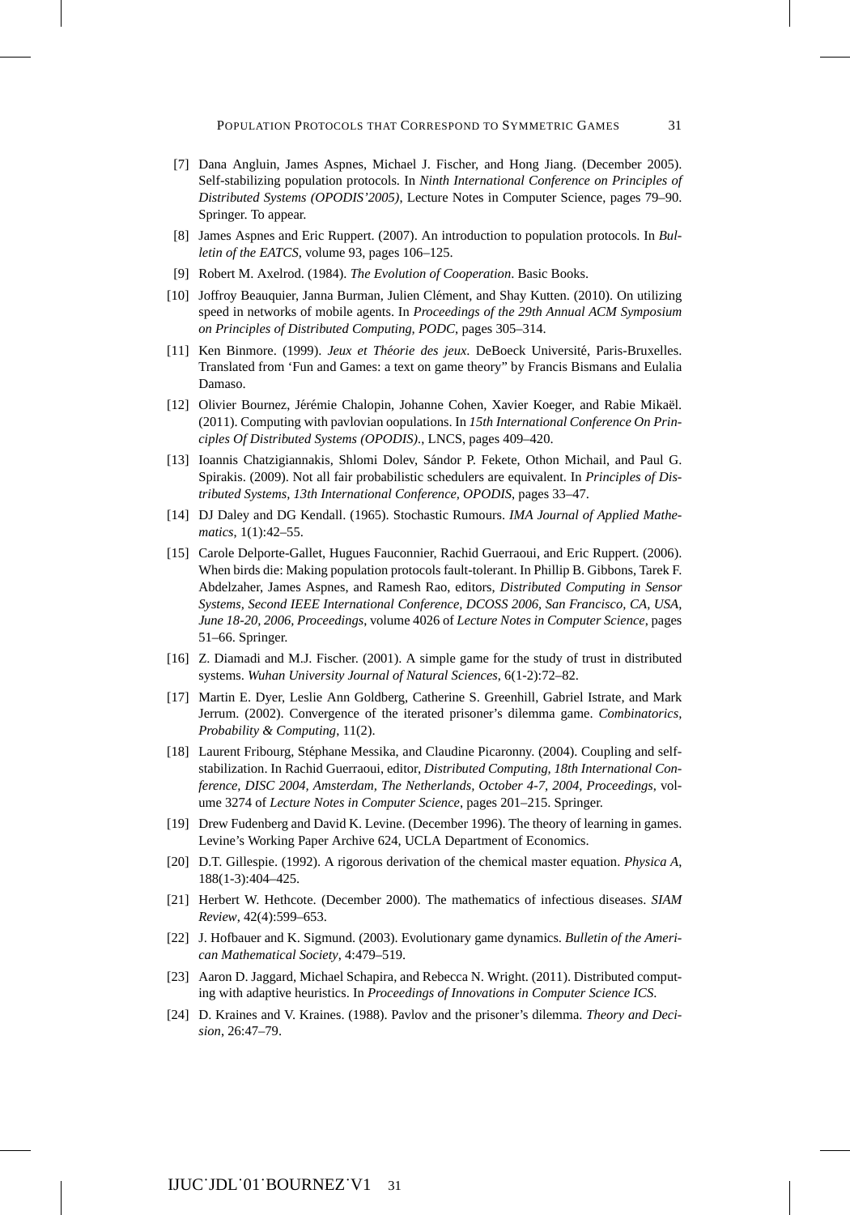[7] Dana Angluin, James Aspnes, Michael J. Fischer, and Hong Jiang. (December 2005). Self-stabilizing population protocols. In *Ninth International Conference on Principles of Distributed Systems (OPODIS'2005)*, Lecture Notes in Computer Science, pages 79–90. Springer. To appear.

[8] James Aspnes and Eric Ruppert. (2007). An introduction to population protocols. In *Bulletin of the EATCS*, volume 93, pages 106–125.

[9] Robert M. Axelrod. (1984). *The Evolution of Cooperation*. Basic Books.

[10] Joffroy Beauquier, Janna Burman, Julien Clément, and Shay Kutten. (2010). On utilizing speed in networks of mobile agents. In *Proceedings of the 29th Annual ACM Symposium on Principles of Distributed Computing, PODC*, pages 305–314.

[11] Ken Binmore. (1999). *Jeux et Théorie des jeux*. DeBoeck Université, Paris-Bruxelles. Translated from 'Fun and Games: a text on game theory" by Francis Bismans and Eulalia Damaso.

[12] Olivier Bournez, Jérémie Chalopin, Johanne Cohen, Xavier Koeger, and Rabie Mikaël. (2011). Computing with pavlovian oopulations. In *15th International Conference On Principles Of Distributed Systems (OPODIS).*, LNCS, pages 409–420.

[13] Ioannis Chatzigiannakis, Shlomi Dolev, Sándor P. Fekete, Othon Michail, and Paul G. Spirakis. (2009). Not all fair probabilistic schedulers are equivalent. In *Principles of Distributed Systems, 13th International Conference, OPODIS*, pages 33–47.

[14] DJ Daley and DG Kendall. (1965). Stochastic Rumours. *IMA Journal of Applied Mathematics*, 1(1):42–55.

[15] Carole Delporte-Gallet, Hugues Fauconnier, Rachid Guerraoui, and Eric Ruppert. (2006). When birds die: Making population protocols fault-tolerant. In Phillip B. Gibbons, Tarek F. Abdelzaher, James Aspnes, and Ramesh Rao, editors, *Distributed Computing in Sensor Systems, Second IEEE International Conference, DCOSS 2006, San Francisco, CA, USA, June 18-20, 2006, Proceedings*, volume 4026 of *Lecture Notes in Computer Science*, pages 51–66. Springer.

[16] Z. Diamadi and M.J. Fischer. (2001). A simple game for the study of trust in distributed systems. *Wuhan University Journal of Natural Sciences*, 6(1-2):72–82.

[17] Martin E. Dyer, Leslie Ann Goldberg, Catherine S. Greenhill, Gabriel Istrate, and Mark Jerrum. (2002). Convergence of the iterated prisoner's dilemma game. *Combinatorics, Probability & Computing*, 11(2).

[18] Laurent Fribourg, Stéphane Messika, and Claudine Picaronny. (2004). Coupling and self-stabilization. In Rachid Guerraoui, editor, *Distributed Computing, 18th International Conference, DISC 2004, Amsterdam, The Netherlands, October 4-7, 2004, Proceedings*, volume 3274 of *Lecture Notes in Computer Science*, pages 201–215. Springer.

[19] Drew Fudenberg and David K. Levine. (December 1996). The theory of learning in games. Levine's Working Paper Archive 624, UCLA Department of Economics.

[20] D.T. Gillespie. (1992). A rigorous derivation of the chemical master equation. *Physica A*, 188(1-3):404–425.

[21] Herbert W. Hethcote. (December 2000). The mathematics of infectious diseases. *SIAM Review*, 42(4):599–653.

[22] J. Hofbauer and K. Sigmund. (2003). Evolutionary game dynamics. *Bulletin of the American Mathematical Society*, 4:479–519.

[23] Aaron D. Jaggard, Michael Schapira, and Rebecca N. Wright. (2011). Distributed computing with adaptive heuristics. In *Proceedings of Innovations in Computer Science ICS*.

[24] D. Kraines and V. Kraines. (1988). Pavlov and the prisoner's dilemma. *Theory and Decision*, 26:47–79.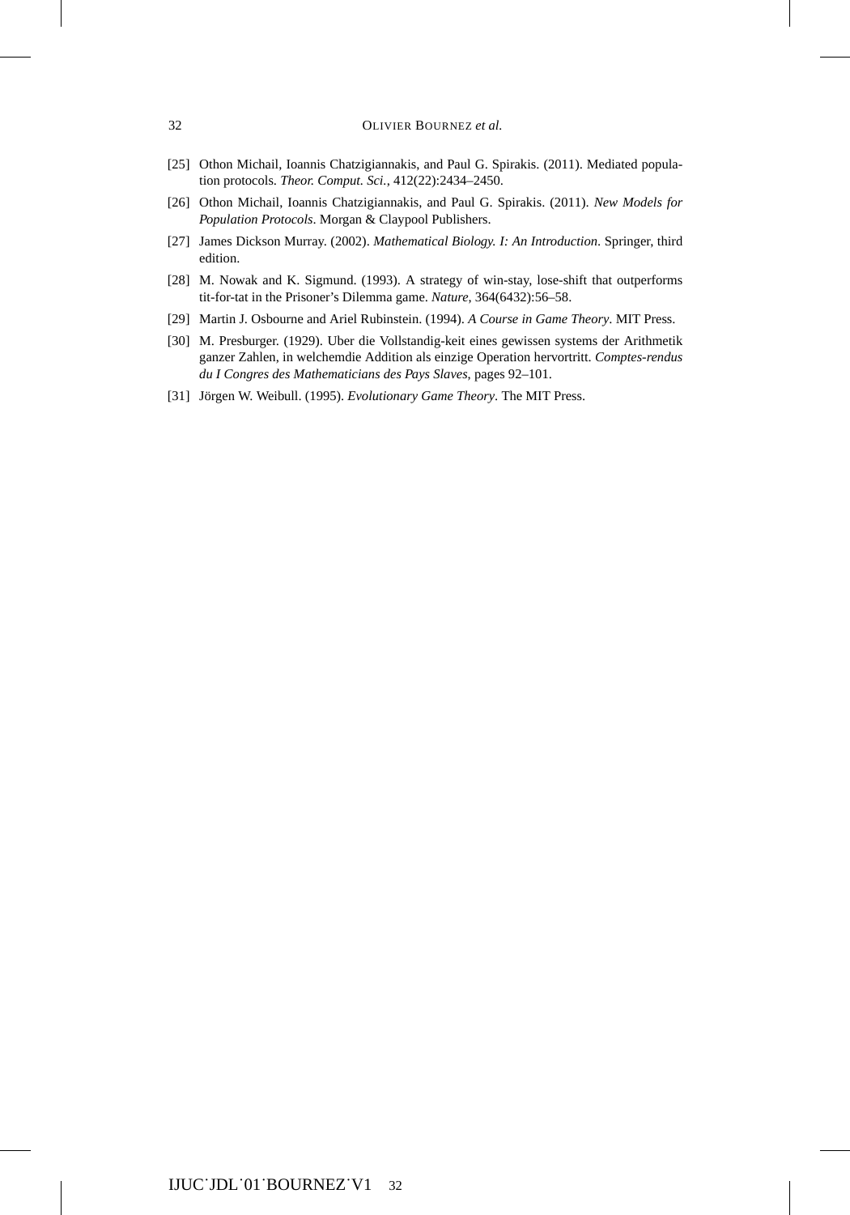[25] Othon Michail, Ioannis Chatzigiannakis, and Paul G. Spirakis. (2011). Mediated population protocols. *Theor. Comput. Sci.*, 412(22):2434–2450.

[26] Othon Michail, Ioannis Chatzigiannakis, and Paul G. Spirakis. (2011). *New Models for Population Protocols*. Morgan & Claypool Publishers.

[27] James Dickson Murray. (2002). *Mathematical Biology. I: An Introduction*. Springer, third edition.

[28] M. Nowak and K. Sigmund. (1993). A strategy of win-stay, lose-shift that outperforms tit-for-tat in the Prisoner's Dilemma game. *Nature*, 364(6432):56–58.

[29] Martin J. Osbourne and Ariel Rubinstein. (1994). *A Course in Game Theory*. MIT Press.

[30] M. Presburger. (1929). Uber die Vollstandig-keit eines gewissen systems der Arithmetik ganzer Zahlen, in welchemdie Addition als einzige Operation hervortritt. *Comptes-rendus du I Congres des Mathematicians des Pays Slaves*, pages 92–101.

[31] Jörgen W. Weibull. (1995). *Evolutionary Game Theory*. The MIT Press.